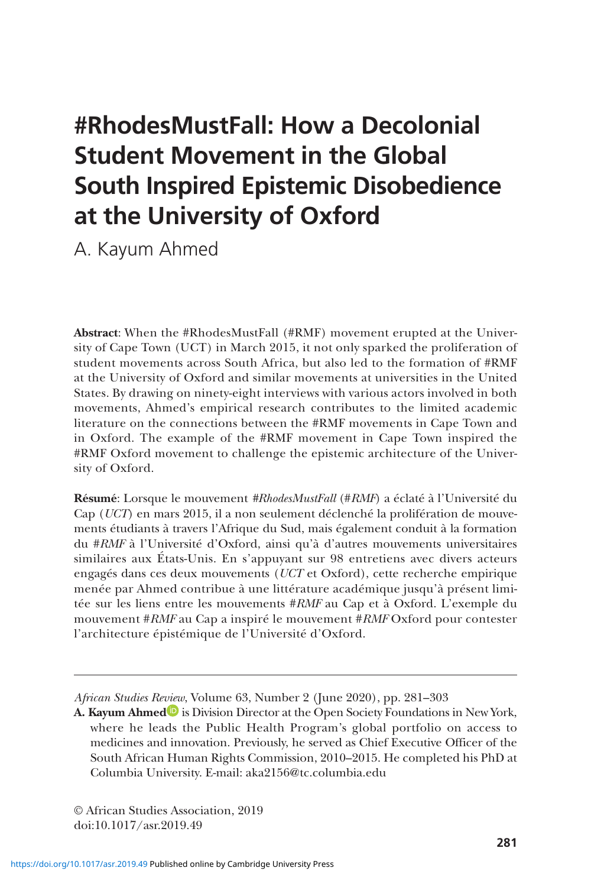# #RhodesMustFall: How a Decolonial Student Movement in the Global South Inspired Epistemic Disobedience at the University of Oxford

A. Kayum Ahmed

**Abstract**: When the #RhodesMustFall (#RMF) movement erupted at the University of Cape Town (UCT) in March 2015, it not only sparked the proliferation of student movements across South Africa, but also led to the formation of #RMF at the University of Oxford and similar movements at universities in the United States. By drawing on ninety-eight interviews with various actors involved in both movements, Ahmed's empirical research contributes to the limited academic literature on the connections between the #RMF movements in Cape Town and in Oxford. The example of the #RMF movement in Cape Town inspired the #RMF Oxford movement to challenge the epistemic architecture of the University of Oxford.

**Résumé**: Lorsque le mouvement *#RhodesMustFall* (*#RMF*) a éclaté à l'Université du Cap (*UCT*) en mars 2015, il a non seulement déclenché la prolifération de mouvements étudiants à travers l'Afrique du Sud, mais également conduit à la formation du *#RMF* à l'Université d'Oxford, ainsi qu'à d'autres mouvements universitaires similaires aux États-Unis. En s'appuyant sur 98 entretiens avec divers acteurs engagés dans ces deux mouvements (*UCT* et Oxford), cette recherche empirique menée par Ahmed contribue à une littérature académique jusqu'à présent limitée sur les liens entre les mouvements *#RMF* au Cap et à Oxford. L'exemple du mouvement *#RMF* au Cap a inspiré le mouvement *#RMF* Oxford pour contester l'architecture épistémique de l'Université d'Oxford.

---

*African Studies Review*, Volume 63, Number 2 (June 2020), pp. 281–303

**A. Kayum Ahmed** is Division Director at the Open Society Foundations in New York, where he leads the Public Health Program's global portfolio on access to medicines and innovation. Previously, he served as Chief Executive Officer of the South African Human Rights Commission, 2010–2015. He completed his PhD at Columbia University. E-mail: aka2156@tc.columbia.edu

© African Studies Association, 2019
doi:10.1017/asr.2019.49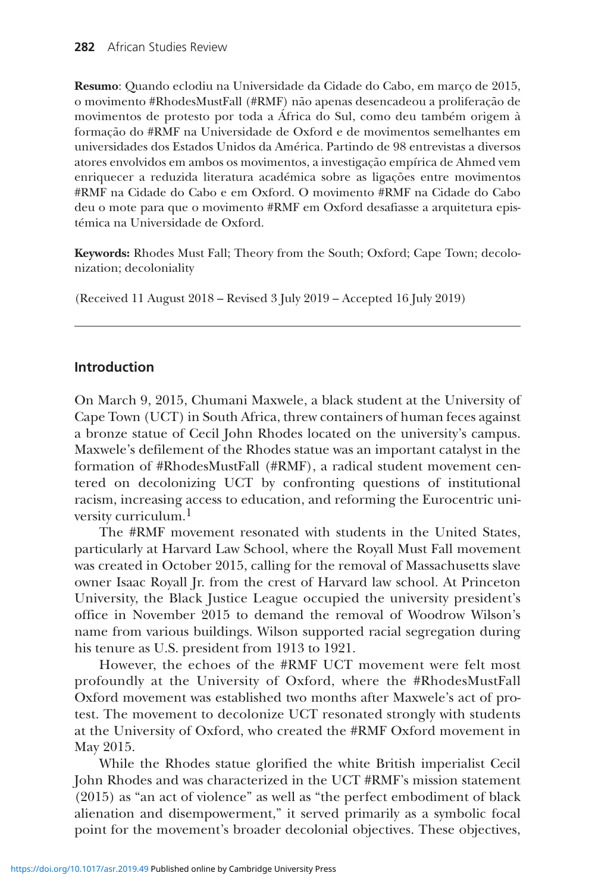**Resumo**: Quando eclodiu na Universidade da Cidade do Cabo, em março de 2015, o movimento #RhodesMustFall (#RMF) não apenas desencadeou a proliferação de movimentos de protesto por toda a África do Sul, como deu também origem à formação do #RMF na Universidade de Oxford e de movimentos semelhantes em universidades dos Estados Unidos da América. Partindo de 98 entrevistas a diversos atores envolvidos em ambos os movimentos, a investigação empírica de Ahmed vem enriquecer a reduzida literatura académica sobre as ligações entre movimentos #RMF na Cidade do Cabo e em Oxford. O movimento #RMF na Cidade do Cabo deu o mote para que o movimento #RMF em Oxford desafiasse a arquitetura epistémica na Universidade de Oxford.

**Keywords:** Rhodes Must Fall; Theory from the South; Oxford; Cape Town; decolonization; decoloniality

(Received 11 August 2018 – Revised 3 July 2019 – Accepted 16 July 2019)

---

## Introduction

On March 9, 2015, Chumani Maxwele, a black student at the University of Cape Town (UCT) in South Africa, threw containers of human feces against a bronze statue of Cecil John Rhodes located on the university's campus. Maxwele's defilement of the Rhodes statue was an important catalyst in the formation of #RhodesMustFall (#RMF), a radical student movement centered on decolonizing UCT by confronting questions of institutional racism, increasing access to education, and reforming the Eurocentric university curriculum.[1]

The #RMF movement resonated with students in the United States, particularly at Harvard Law School, where the Royall Must Fall movement was created in October 2015, calling for the removal of Massachusetts slave owner Isaac Royall Jr. from the crest of Harvard law school. At Princeton University, the Black Justice League occupied the university president's office in November 2015 to demand the removal of Woodrow Wilson's name from various buildings. Wilson supported racial segregation during his tenure as U.S. president from 1913 to 1921.

However, the echoes of the #RMF UCT movement were felt most profoundly at the University of Oxford, where the #RhodesMustFall Oxford movement was established two months after Maxwele's act of protest. The movement to decolonize UCT resonated strongly with students at the University of Oxford, who created the #RMF Oxford movement in May 2015.

While the Rhodes statue glorified the white British imperialist Cecil John Rhodes and was characterized in the UCT #RMF's mission statement (2015) as "an act of violence" as well as "the perfect embodiment of black alienation and disempowerment," it served primarily as a symbolic focal point for the movement's broader decolonial objectives. These objectives,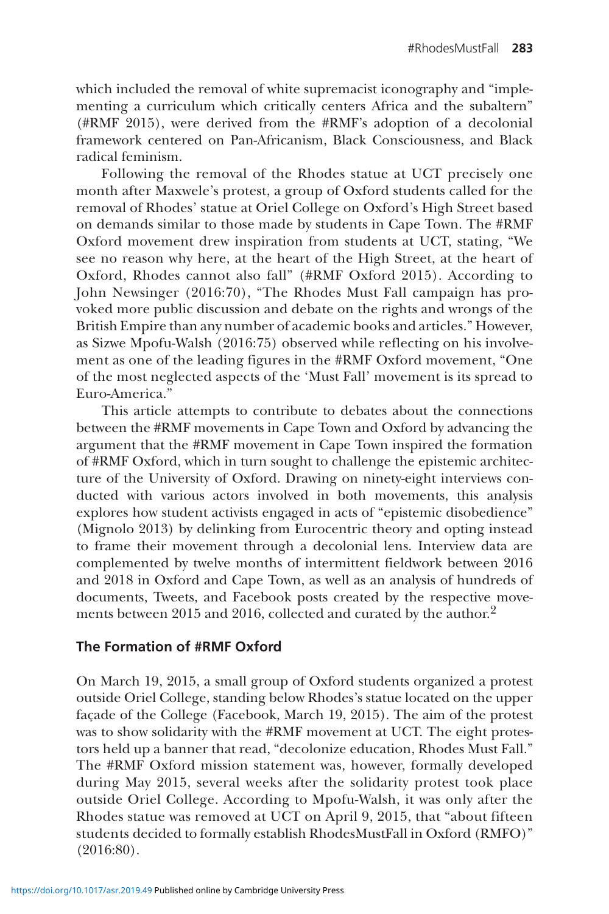which included the removal of white supremacist iconography and "implementing a curriculum which critically centers Africa and the subaltern" (#RMF 2015), were derived from the #RMF's adoption of a decolonial framework centered on Pan-Africanism, Black Consciousness, and Black radical feminism.

Following the removal of the Rhodes statue at UCT precisely one month after Maxwele's protest, a group of Oxford students called for the removal of Rhodes' statue at Oriel College on Oxford's High Street based on demands similar to those made by students in Cape Town. The #RMF Oxford movement drew inspiration from students at UCT, stating, "We see no reason why here, at the heart of the High Street, at the heart of Oxford, Rhodes cannot also fall" (#RMF Oxford 2015). According to John Newsinger (2016:70), "The Rhodes Must Fall campaign has provoked more public discussion and debate on the rights and wrongs of the British Empire than any number of academic books and articles." However, as Sizwe Mpofu-Walsh (2016:75) observed while reflecting on his involvement as one of the leading figures in the #RMF Oxford movement, "One of the most neglected aspects of the 'Must Fall' movement is its spread to Euro-America."

This article attempts to contribute to debates about the connections between the #RMF movements in Cape Town and Oxford by advancing the argument that the #RMF movement in Cape Town inspired the formation of #RMF Oxford, which in turn sought to challenge the epistemic architecture of the University of Oxford. Drawing on ninety-eight interviews conducted with various actors involved in both movements, this analysis explores how student activists engaged in acts of "epistemic disobedience" (Mignolo 2013) by delinking from Eurocentric theory and opting instead to frame their movement through a decolonial lens. Interview data are complemented by twelve months of intermittent fieldwork between 2016 and 2018 in Oxford and Cape Town, as well as an analysis of hundreds of documents, Tweets, and Facebook posts created by the respective movements between 2015 and 2016, collected and curated by the author.[2]

## The Formation of #RMF Oxford

On March 19, 2015, a small group of Oxford students organized a protest outside Oriel College, standing below Rhodes's statue located on the upper façade of the College (Facebook, March 19, 2015). The aim of the protest was to show solidarity with the #RMF movement at UCT. The eight protestors held up a banner that read, "decolonize education, Rhodes Must Fall." The #RMF Oxford mission statement was, however, formally developed during May 2015, several weeks after the solidarity protest took place outside Oriel College. According to Mpofu-Walsh, it was only after the Rhodes statue was removed at UCT on April 9, 2015, that "about fifteen students decided to formally establish RhodesMustFall in Oxford (RMFO)" (2016:80).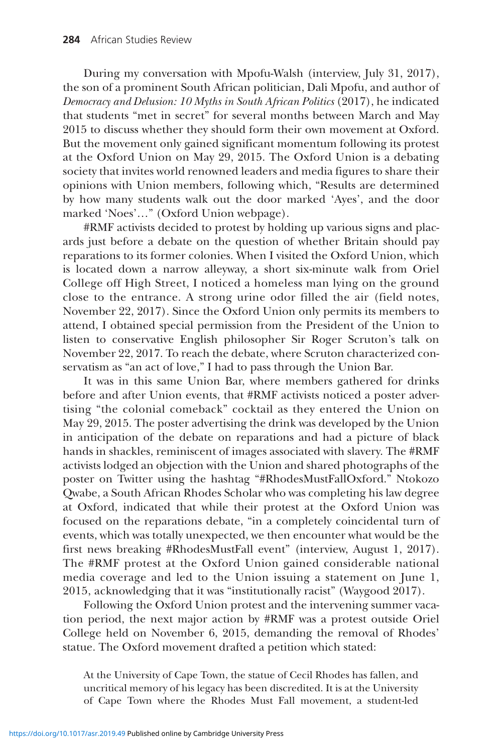During my conversation with Mpofu-Walsh (interview, July 31, 2017), the son of a prominent South African politician, Dali Mpofu, and author of *Democracy and Delusion: 10 Myths in South African Politics* (2017), he indicated that students "met in secret" for several months between March and May 2015 to discuss whether they should form their own movement at Oxford. But the movement only gained significant momentum following its protest at the Oxford Union on May 29, 2015. The Oxford Union is a debating society that invites world renowned leaders and media figures to share their opinions with Union members, following which, "Results are determined by how many students walk out the door marked 'Ayes', and the door marked 'Noes'…" (Oxford Union webpage).

#RMF activists decided to protest by holding up various signs and placards just before a debate on the question of whether Britain should pay reparations to its former colonies. When I visited the Oxford Union, which is located down a narrow alleyway, a short six-minute walk from Oriel College off High Street, I noticed a homeless man lying on the ground close to the entrance. A strong urine odor filled the air (field notes, November 22, 2017). Since the Oxford Union only permits its members to attend, I obtained special permission from the President of the Union to listen to conservative English philosopher Sir Roger Scruton's talk on November 22, 2017. To reach the debate, where Scruton characterized conservatism as "an act of love," I had to pass through the Union Bar.

It was in this same Union Bar, where members gathered for drinks before and after Union events, that #RMF activists noticed a poster advertising "the colonial comeback" cocktail as they entered the Union on May 29, 2015. The poster advertising the drink was developed by the Union in anticipation of the debate on reparations and had a picture of black hands in shackles, reminiscent of images associated with slavery. The #RMF activists lodged an objection with the Union and shared photographs of the poster on Twitter using the hashtag "#RhodesMustFallOxford." Ntokozo Qwabe, a South African Rhodes Scholar who was completing his law degree at Oxford, indicated that while their protest at the Oxford Union was focused on the reparations debate, "in a completely coincidental turn of events, which was totally unexpected, we then encounter what would be the first news breaking #RhodesMustFall event" (interview, August 1, 2017). The #RMF protest at the Oxford Union gained considerable national media coverage and led to the Union issuing a statement on June 1, 2015, acknowledging that it was "institutionally racist" (Waygood 2017).

Following the Oxford Union protest and the intervening summer vacation period, the next major action by #RMF was a protest outside Oriel College held on November 6, 2015, demanding the removal of Rhodes' statue. The Oxford movement drafted a petition which stated:

> At the University of Cape Town, the statue of Cecil Rhodes has fallen, and uncritical memory of his legacy has been discredited. It is at the University of Cape Town where the Rhodes Must Fall movement, a student-led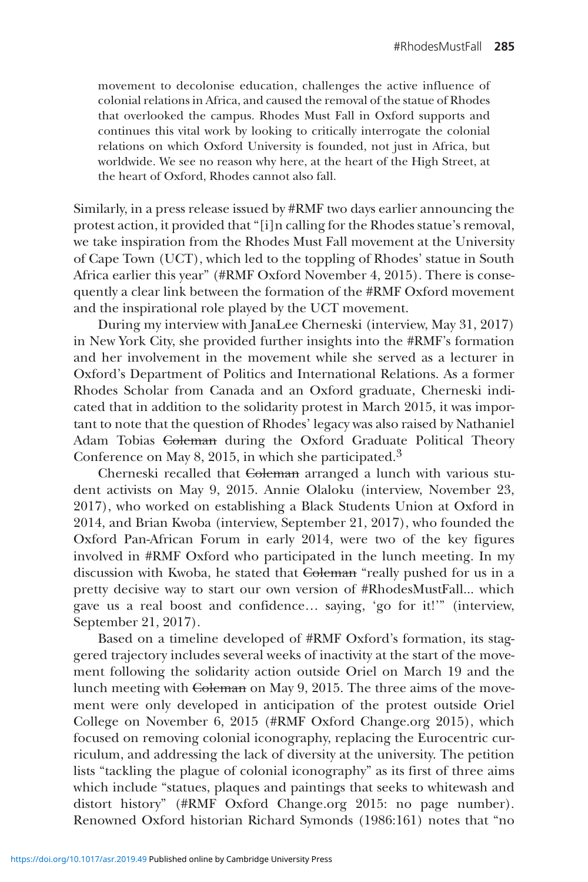> movement to decolonise education, challenges the active influence of colonial relations in Africa, and caused the removal of the statue of Rhodes that overlooked the campus. Rhodes Must Fall in Oxford supports and continues this vital work by looking to critically interrogate the colonial relations on which Oxford University is founded, not just in Africa, but worldwide. We see no reason why here, at the heart of the High Street, at the heart of Oxford, Rhodes cannot also fall.

Similarly, in a press release issued by #RMF two days earlier announcing the protest action, it provided that "[i]n calling for the Rhodes statue's removal, we take inspiration from the Rhodes Must Fall movement at the University of Cape Town (UCT), which led to the toppling of Rhodes' statue in South Africa earlier this year" (#RMF Oxford November 4, 2015). There is consequently a clear link between the formation of the #RMF Oxford movement and the inspirational role played by the UCT movement.

During my interview with JanaLee Cherneski (interview, May 31, 2017) in New York City, she provided further insights into the #RMF's formation and her involvement in the movement while she served as a lecturer in Oxford's Department of Politics and International Relations. As a former Rhodes Scholar from Canada and an Oxford graduate, Cherneski indicated that in addition to the solidarity protest in March 2015, it was important to note that the question of Rhodes' legacy was also raised by Nathaniel Adam Tobias ~~Coleman~~ during the Oxford Graduate Political Theory Conference on May 8, 2015, in which she participated.[3]

Cherneski recalled that ~~Coleman~~ arranged a lunch with various student activists on May 9, 2015. Annie Olaloku (interview, November 23, 2017), who worked on establishing a Black Students Union at Oxford in 2014, and Brian Kwoba (interview, September 21, 2017), who founded the Oxford Pan-African Forum in early 2014, were two of the key figures involved in #RMF Oxford who participated in the lunch meeting. In my discussion with Kwoba, he stated that ~~Coleman~~ "really pushed for us in a pretty decisive way to start our own version of #RhodesMustFall... which gave us a real boost and confidence… saying, 'go for it!'" (interview, September 21, 2017).

Based on a timeline developed of #RMF Oxford's formation, its staggered trajectory includes several weeks of inactivity at the start of the movement following the solidarity action outside Oriel on March 19 and the lunch meeting with ~~Coleman~~ on May 9, 2015. The three aims of the movement were only developed in anticipation of the protest outside Oriel College on November 6, 2015 (#RMF Oxford Change.org 2015), which focused on removing colonial iconography, replacing the Eurocentric curriculum, and addressing the lack of diversity at the university. The petition lists "tackling the plague of colonial iconography" as its first of three aims which include "statues, plaques and paintings that seeks to whitewash and distort history" (#RMF Oxford Change.org 2015: no page number). Renowned Oxford historian Richard Symonds (1986:161) notes that "no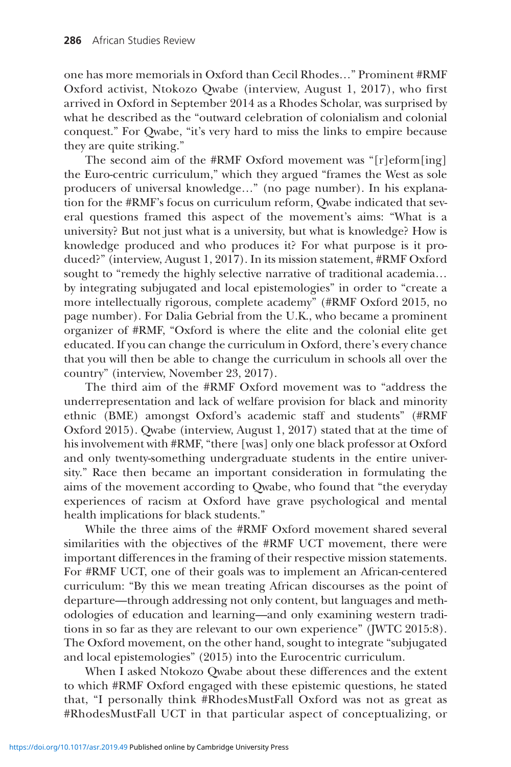one has more memorials in Oxford than Cecil Rhodes…" Prominent #RMF Oxford activist, Ntokozo Qwabe (interview, August 1, 2017), who first arrived in Oxford in September 2014 as a Rhodes Scholar, was surprised by what he described as the "outward celebration of colonialism and colonial conquest." For Qwabe, "it's very hard to miss the links to empire because they are quite striking."

The second aim of the #RMF Oxford movement was "[r]eform[ing] the Euro-centric curriculum," which they argued "frames the West as sole producers of universal knowledge…" (no page number). In his explanation for the #RMF's focus on curriculum reform, Qwabe indicated that several questions framed this aspect of the movement's aims: "What is a university? But not just what is a university, but what is knowledge? How is knowledge produced and who produces it? For what purpose is it produced?" (interview, August 1, 2017). In its mission statement, #RMF Oxford sought to "remedy the highly selective narrative of traditional academia… by integrating subjugated and local epistemologies" in order to "create a more intellectually rigorous, complete academy" (#RMF Oxford 2015, no page number). For Dalia Gebrial from the U.K., who became a prominent organizer of #RMF, "Oxford is where the elite and the colonial elite get educated. If you can change the curriculum in Oxford, there's every chance that you will then be able to change the curriculum in schools all over the country" (interview, November 23, 2017).

The third aim of the #RMF Oxford movement was to "address the underrepresentation and lack of welfare provision for black and minority ethnic (BME) amongst Oxford's academic staff and students" (#RMF Oxford 2015). Qwabe (interview, August 1, 2017) stated that at the time of his involvement with #RMF, "there [was] only one black professor at Oxford and only twenty-something undergraduate students in the entire university." Race then became an important consideration in formulating the aims of the movement according to Qwabe, who found that "the everyday experiences of racism at Oxford have grave psychological and mental health implications for black students."

While the three aims of the #RMF Oxford movement shared several similarities with the objectives of the #RMF UCT movement, there were important differences in the framing of their respective mission statements. For #RMF UCT, one of their goals was to implement an African-centered curriculum: "By this we mean treating African discourses as the point of departure—through addressing not only content, but languages and methodologies of education and learning—and only examining western traditions in so far as they are relevant to our own experience" (JWTC 2015:8). The Oxford movement, on the other hand, sought to integrate "subjugated and local epistemologies" (2015) into the Eurocentric curriculum.

When I asked Ntokozo Qwabe about these differences and the extent to which #RMF Oxford engaged with these epistemic questions, he stated that, "I personally think #RhodesMustFall Oxford was not as great as #RhodesMustFall UCT in that particular aspect of conceptualizing, or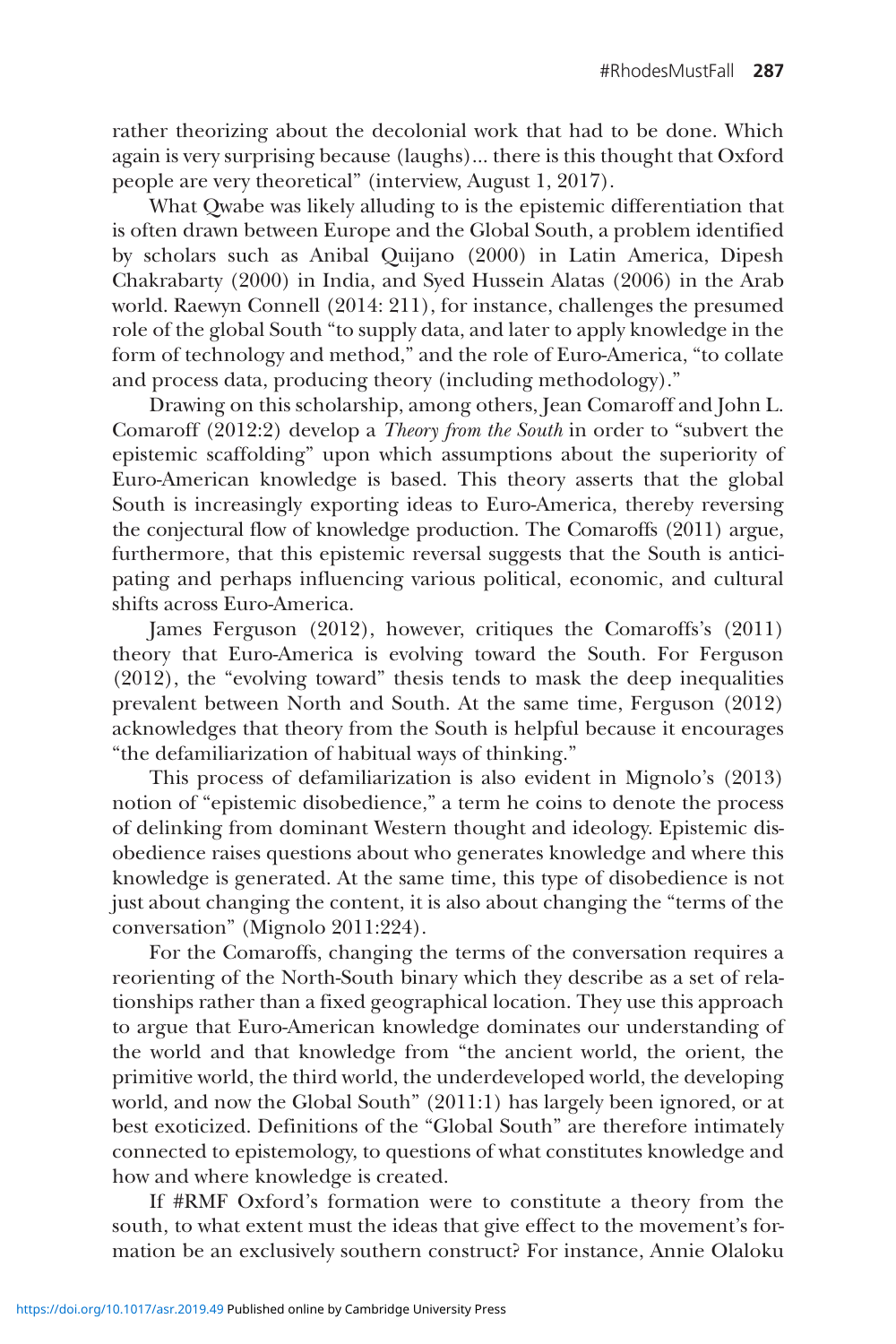rather theorizing about the decolonial work that had to be done. Which again is very surprising because (laughs)... there is this thought that Oxford people are very theoretical" (interview, August 1, 2017).

What Qwabe was likely alluding to is the epistemic differentiation that is often drawn between Europe and the Global South, a problem identified by scholars such as Anibal Quijano (2000) in Latin America, Dipesh Chakrabarty (2000) in India, and Syed Hussein Alatas (2006) in the Arab world. Raewyn Connell (2014: 211), for instance, challenges the presumed role of the global South "to supply data, and later to apply knowledge in the form of technology and method," and the role of Euro-America, "to collate and process data, producing theory (including methodology)."

Drawing on this scholarship, among others, Jean Comaroff and John L. Comaroff (2012:2) develop a *Theory from the South* in order to "subvert the epistemic scaffolding" upon which assumptions about the superiority of Euro-American knowledge is based. This theory asserts that the global South is increasingly exporting ideas to Euro-America, thereby reversing the conjectural flow of knowledge production. The Comaroffs (2011) argue, furthermore, that this epistemic reversal suggests that the South is anticipating and perhaps influencing various political, economic, and cultural shifts across Euro-America.

James Ferguson (2012), however, critiques the Comaroffs's (2011) theory that Euro-America is evolving toward the South. For Ferguson (2012), the "evolving toward" thesis tends to mask the deep inequalities prevalent between North and South. At the same time, Ferguson (2012) acknowledges that theory from the South is helpful because it encourages "the defamiliarization of habitual ways of thinking."

This process of defamiliarization is also evident in Mignolo's (2013) notion of "epistemic disobedience," a term he coins to denote the process of delinking from dominant Western thought and ideology. Epistemic disobedience raises questions about who generates knowledge and where this knowledge is generated. At the same time, this type of disobedience is not just about changing the content, it is also about changing the "terms of the conversation" (Mignolo 2011:224).

For the Comaroffs, changing the terms of the conversation requires a reorienting of the North-South binary which they describe as a set of relationships rather than a fixed geographical location. They use this approach to argue that Euro-American knowledge dominates our understanding of the world and that knowledge from "the ancient world, the orient, the primitive world, the third world, the underdeveloped world, the developing world, and now the Global South" (2011:1) has largely been ignored, or at best exoticized. Definitions of the "Global South" are therefore intimately connected to epistemology, to questions of what constitutes knowledge and how and where knowledge is created.

If #RMF Oxford's formation were to constitute a theory from the south, to what extent must the ideas that give effect to the movement's formation be an exclusively southern construct? For instance, Annie Olaloku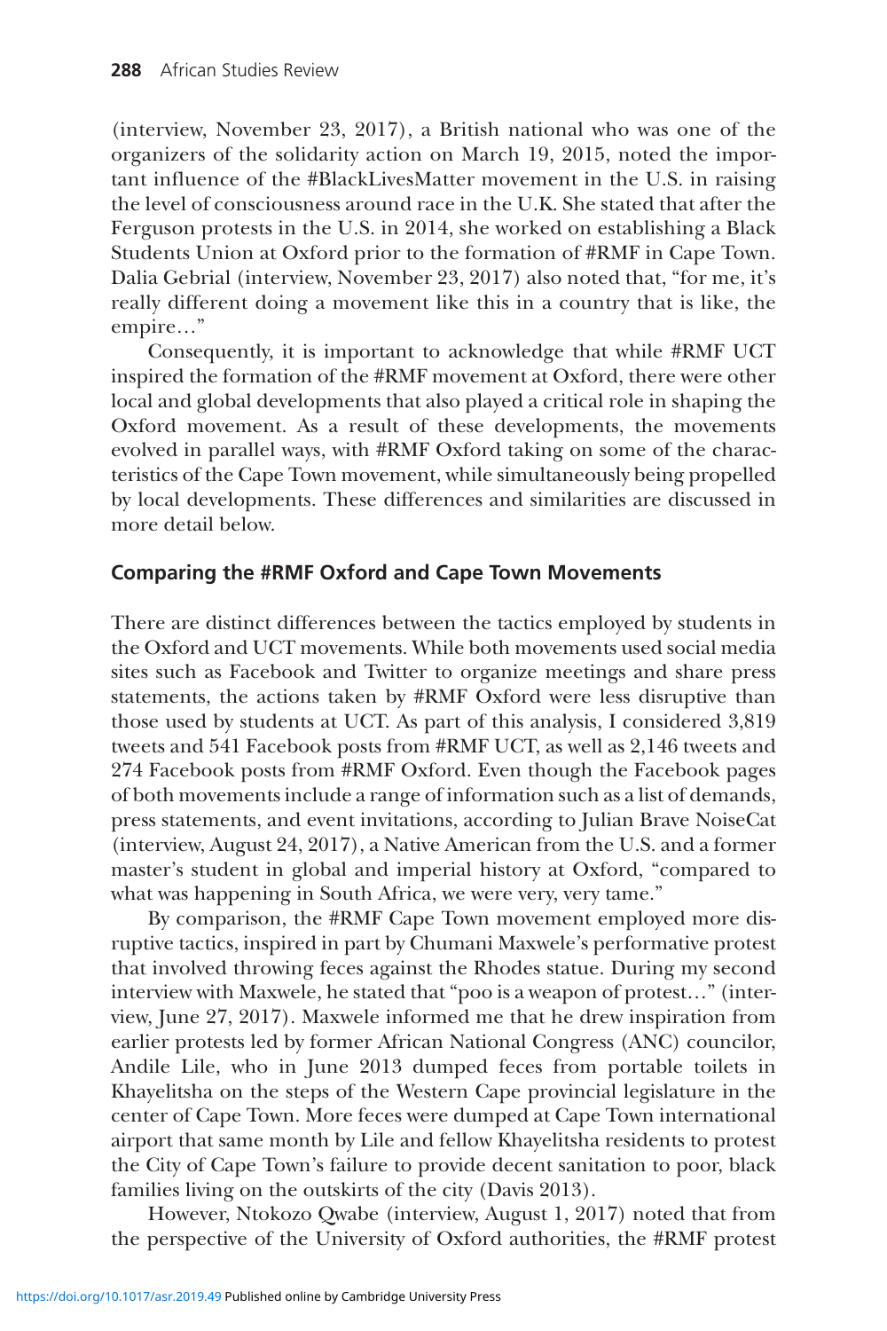(interview, November 23, 2017), a British national who was one of the organizers of the solidarity action on March 19, 2015, noted the important influence of the #BlackLivesMatter movement in the U.S. in raising the level of consciousness around race in the U.K. She stated that after the Ferguson protests in the U.S. in 2014, she worked on establishing a Black Students Union at Oxford prior to the formation of #RMF in Cape Town. Dalia Gebrial (interview, November 23, 2017) also noted that, "for me, it's really different doing a movement like this in a country that is like, the empire…"

Consequently, it is important to acknowledge that while #RMF UCT inspired the formation of the #RMF movement at Oxford, there were other local and global developments that also played a critical role in shaping the Oxford movement. As a result of these developments, the movements evolved in parallel ways, with #RMF Oxford taking on some of the characteristics of the Cape Town movement, while simultaneously being propelled by local developments. These differences and similarities are discussed in more detail below.

### Comparing the #RMF Oxford and Cape Town Movements

There are distinct differences between the tactics employed by students in the Oxford and UCT movements. While both movements used social media sites such as Facebook and Twitter to organize meetings and share press statements, the actions taken by #RMF Oxford were less disruptive than those used by students at UCT. As part of this analysis, I considered 3,819 tweets and 541 Facebook posts from #RMF UCT, as well as 2,146 tweets and 274 Facebook posts from #RMF Oxford. Even though the Facebook pages of both movements include a range of information such as a list of demands, press statements, and event invitations, according to Julian Brave NoiseCat (interview, August 24, 2017), a Native American from the U.S. and a former master's student in global and imperial history at Oxford, "compared to what was happening in South Africa, we were very, very tame."

By comparison, the #RMF Cape Town movement employed more disruptive tactics, inspired in part by Chumani Maxwele's performative protest that involved throwing feces against the Rhodes statue. During my second interview with Maxwele, he stated that "poo is a weapon of protest…" (interview, June 27, 2017). Maxwele informed me that he drew inspiration from earlier protests led by former African National Congress (ANC) councilor, Andile Lile, who in June 2013 dumped feces from portable toilets in Khayelitsha on the steps of the Western Cape provincial legislature in the center of Cape Town. More feces were dumped at Cape Town international airport that same month by Lile and fellow Khayelitsha residents to protest the City of Cape Town's failure to provide decent sanitation to poor, black families living on the outskirts of the city (Davis 2013).

However, Ntokozo Qwabe (interview, August 1, 2017) noted that from the perspective of the University of Oxford authorities, the #RMF protest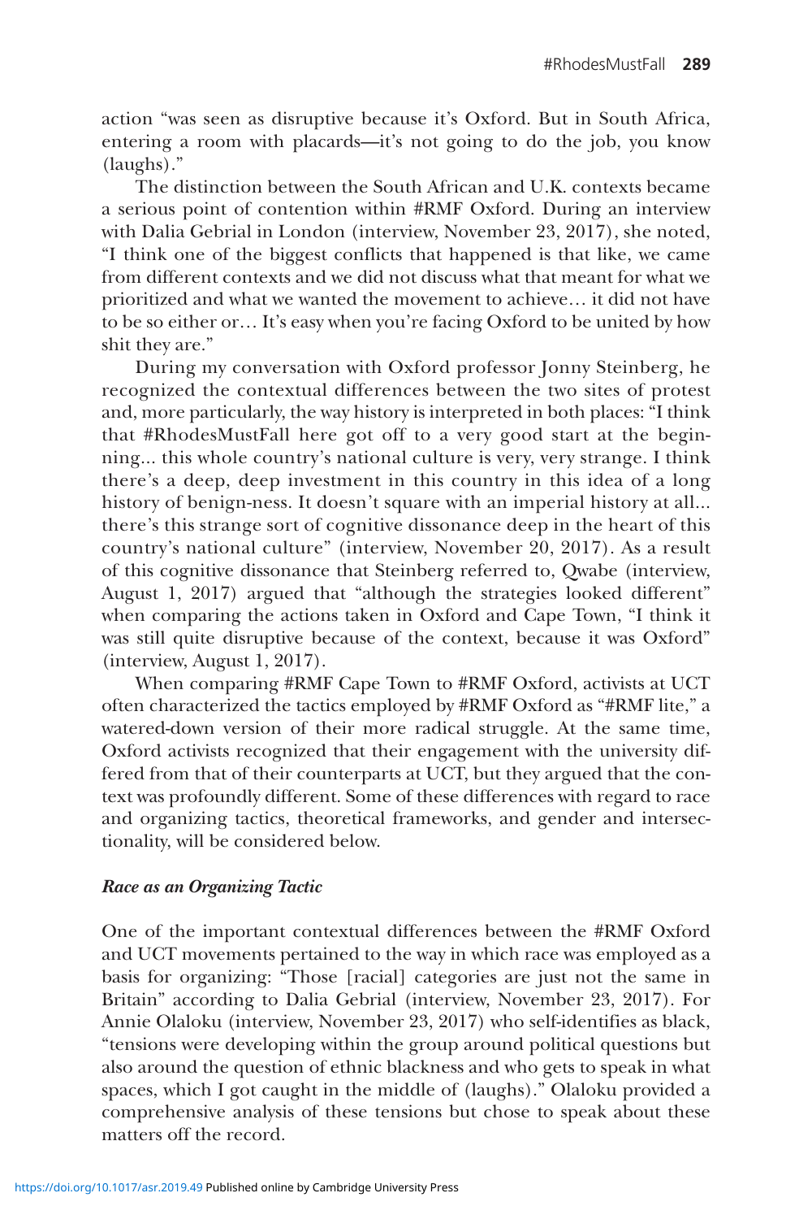action "was seen as disruptive because it's Oxford. But in South Africa, entering a room with placards—it's not going to do the job, you know (laughs)."

The distinction between the South African and U.K. contexts became a serious point of contention within #RMF Oxford. During an interview with Dalia Gebrial in London (interview, November 23, 2017), she noted, "I think one of the biggest conflicts that happened is that like, we came from different contexts and we did not discuss what that meant for what we prioritized and what we wanted the movement to achieve… it did not have to be so either or… It's easy when you're facing Oxford to be united by how shit they are."

During my conversation with Oxford professor Jonny Steinberg, he recognized the contextual differences between the two sites of protest and, more particularly, the way history is interpreted in both places: "I think that #RhodesMustFall here got off to a very good start at the beginning... this whole country's national culture is very, very strange. I think there's a deep, deep investment in this country in this idea of a long history of benign-ness. It doesn't square with an imperial history at all... there's this strange sort of cognitive dissonance deep in the heart of this country's national culture" (interview, November 20, 2017). As a result of this cognitive dissonance that Steinberg referred to, Qwabe (interview, August 1, 2017) argued that "although the strategies looked different" when comparing the actions taken in Oxford and Cape Town, "I think it was still quite disruptive because of the context, because it was Oxford" (interview, August 1, 2017).

When comparing #RMF Cape Town to #RMF Oxford, activists at UCT often characterized the tactics employed by #RMF Oxford as "#RMF lite," a watered-down version of their more radical struggle. At the same time, Oxford activists recognized that their engagement with the university differed from that of their counterparts at UCT, but they argued that the context was profoundly different. Some of these differences with regard to race and organizing tactics, theoretical frameworks, and gender and intersectionality, will be considered below.

### *Race as an Organizing Tactic*

One of the important contextual differences between the #RMF Oxford and UCT movements pertained to the way in which race was employed as a basis for organizing: "Those [racial] categories are just not the same in Britain" according to Dalia Gebrial (interview, November 23, 2017). For Annie Olaloku (interview, November 23, 2017) who self-identifies as black, "tensions were developing within the group around political questions but also around the question of ethnic blackness and who gets to speak in what spaces, which I got caught in the middle of (laughs)." Olaloku provided a comprehensive analysis of these tensions but chose to speak about these matters off the record.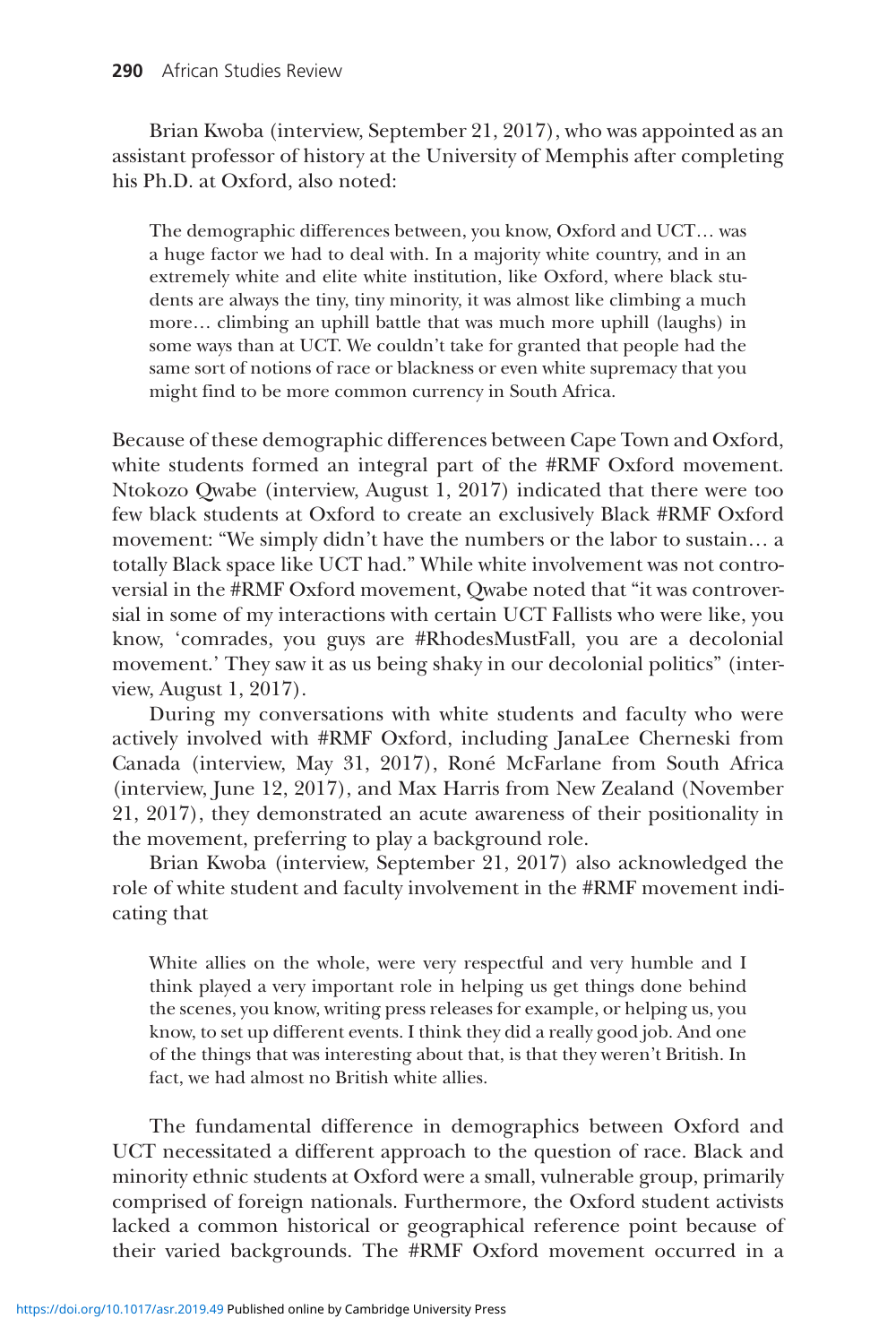Brian Kwoba (interview, September 21, 2017), who was appointed as an assistant professor of history at the University of Memphis after completing his Ph.D. at Oxford, also noted:

> The demographic differences between, you know, Oxford and UCT… was a huge factor we had to deal with. In a majority white country, and in an extremely white and elite white institution, like Oxford, where black students are always the tiny, tiny minority, it was almost like climbing a much more… climbing an uphill battle that was much more uphill (laughs) in some ways than at UCT. We couldn't take for granted that people had the same sort of notions of race or blackness or even white supremacy that you might find to be more common currency in South Africa.

Because of these demographic differences between Cape Town and Oxford, white students formed an integral part of the #RMF Oxford movement. Ntokozo Qwabe (interview, August 1, 2017) indicated that there were too few black students at Oxford to create an exclusively Black #RMF Oxford movement: "We simply didn't have the numbers or the labor to sustain… a totally Black space like UCT had." While white involvement was not controversial in the #RMF Oxford movement, Qwabe noted that "it was controversial in some of my interactions with certain UCT Fallists who were like, you know, 'comrades, you guys are #RhodesMustFall, you are a decolonial movement.' They saw it as us being shaky in our decolonial politics" (interview, August 1, 2017).

During my conversations with white students and faculty who were actively involved with #RMF Oxford, including JanaLee Cherneski from Canada (interview, May 31, 2017), Roné McFarlane from South Africa (interview, June 12, 2017), and Max Harris from New Zealand (November 21, 2017), they demonstrated an acute awareness of their positionality in the movement, preferring to play a background role.

Brian Kwoba (interview, September 21, 2017) also acknowledged the role of white student and faculty involvement in the #RMF movement indicating that

> White allies on the whole, were very respectful and very humble and I think played a very important role in helping us get things done behind the scenes, you know, writing press releases for example, or helping us, you know, to set up different events. I think they did a really good job. And one of the things that was interesting about that, is that they weren't British. In fact, we had almost no British white allies.

The fundamental difference in demographics between Oxford and UCT necessitated a different approach to the question of race. Black and minority ethnic students at Oxford were a small, vulnerable group, primarily comprised of foreign nationals. Furthermore, the Oxford student activists lacked a common historical or geographical reference point because of their varied backgrounds. The #RMF Oxford movement occurred in a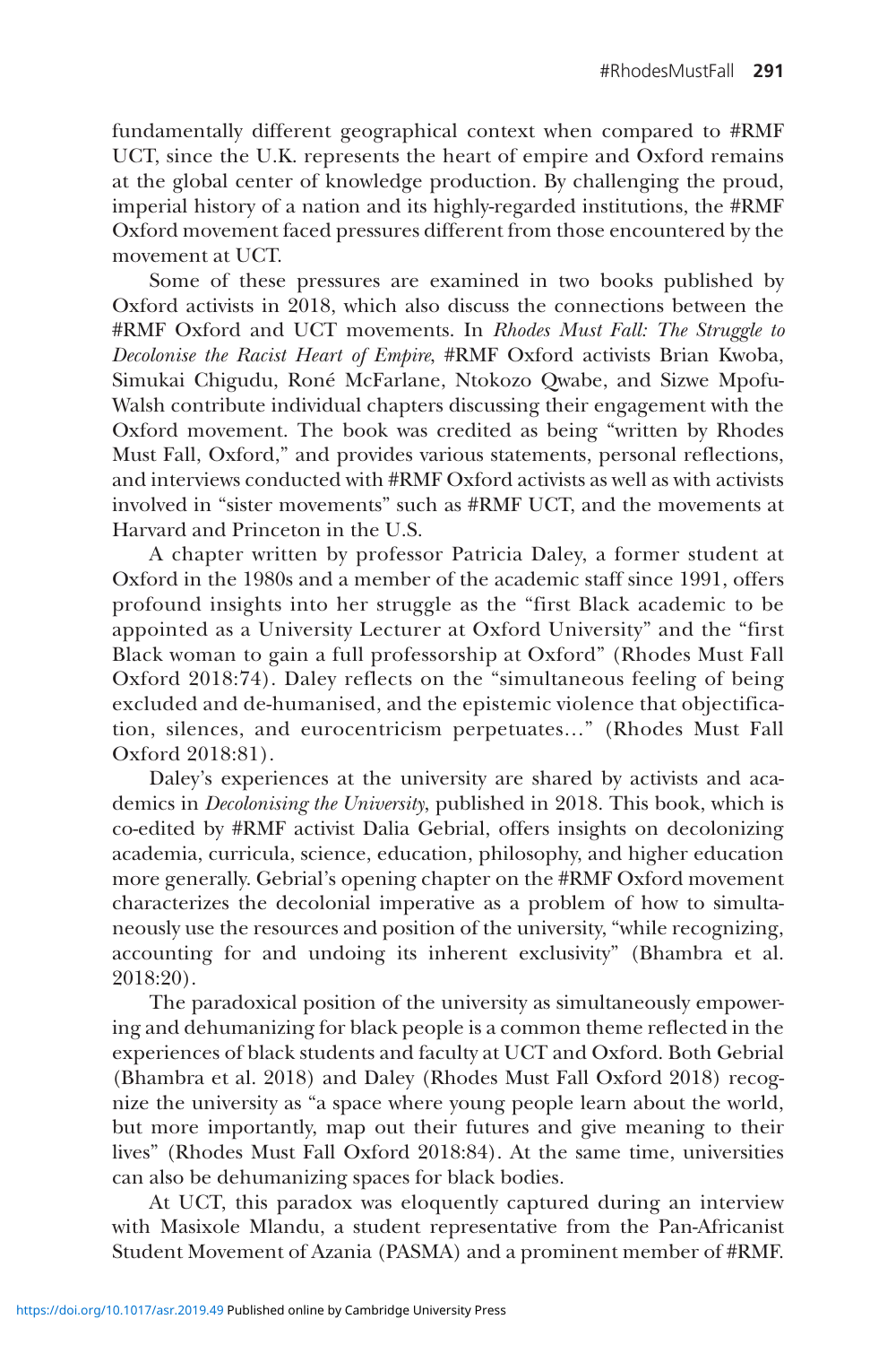fundamentally different geographical context when compared to #RMF UCT, since the U.K. represents the heart of empire and Oxford remains at the global center of knowledge production. By challenging the proud, imperial history of a nation and its highly-regarded institutions, the #RMF Oxford movement faced pressures different from those encountered by the movement at UCT.

Some of these pressures are examined in two books published by Oxford activists in 2018, which also discuss the connections between the #RMF Oxford and UCT movements. In *Rhodes Must Fall: The Struggle to Decolonise the Racist Heart of Empire*, #RMF Oxford activists Brian Kwoba, Simukai Chigudu, Roné McFarlane, Ntokozo Qwabe, and Sizwe Mpofu-Walsh contribute individual chapters discussing their engagement with the Oxford movement. The book was credited as being "written by Rhodes Must Fall, Oxford," and provides various statements, personal reflections, and interviews conducted with #RMF Oxford activists as well as with activists involved in "sister movements" such as #RMF UCT, and the movements at Harvard and Princeton in the U.S.

A chapter written by professor Patricia Daley, a former student at Oxford in the 1980s and a member of the academic staff since 1991, offers profound insights into her struggle as the "first Black academic to be appointed as a University Lecturer at Oxford University" and the "first Black woman to gain a full professorship at Oxford" (Rhodes Must Fall Oxford 2018:74). Daley reflects on the "simultaneous feeling of being excluded and de-humanised, and the epistemic violence that objectification, silences, and eurocentricism perpetuates…" (Rhodes Must Fall Oxford 2018:81).

Daley's experiences at the university are shared by activists and academics in *Decolonising the University*, published in 2018. This book, which is co-edited by #RMF activist Dalia Gebrial, offers insights on decolonizing academia, curricula, science, education, philosophy, and higher education more generally. Gebrial's opening chapter on the #RMF Oxford movement characterizes the decolonial imperative as a problem of how to simultaneously use the resources and position of the university, "while recognizing, accounting for and undoing its inherent exclusivity" (Bhambra et al. 2018:20).

The paradoxical position of the university as simultaneously empowering and dehumanizing for black people is a common theme reflected in the experiences of black students and faculty at UCT and Oxford. Both Gebrial (Bhambra et al. 2018) and Daley (Rhodes Must Fall Oxford 2018) recognize the university as "a space where young people learn about the world, but more importantly, map out their futures and give meaning to their lives" (Rhodes Must Fall Oxford 2018:84). At the same time, universities can also be dehumanizing spaces for black bodies.

At UCT, this paradox was eloquently captured during an interview with Masixole Mlandu, a student representative from the Pan-Africanist Student Movement of Azania (PASMA) and a prominent member of #RMF.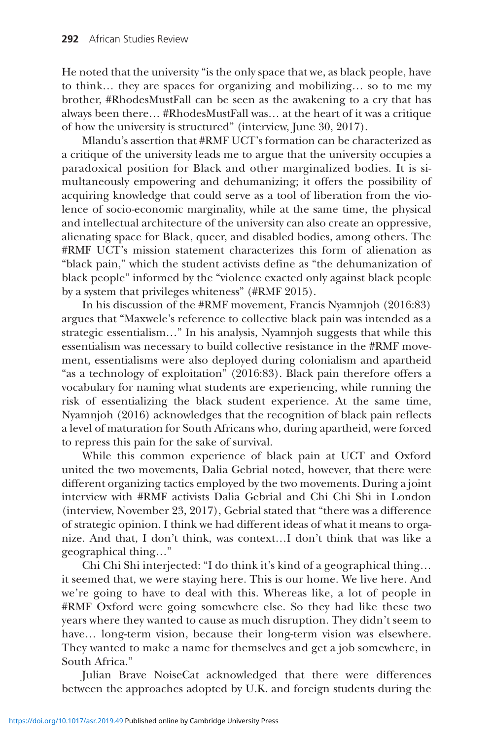He noted that the university "is the only space that we, as black people, have to think… they are spaces for organizing and mobilizing… so to me my brother, #RhodesMustFall can be seen as the awakening to a cry that has always been there… #RhodesMustFall was… at the heart of it was a critique of how the university is structured" (interview, June 30, 2017).

Mlandu's assertion that #RMF UCT's formation can be characterized as a critique of the university leads me to argue that the university occupies a paradoxical position for Black and other marginalized bodies. It is simultaneously empowering and dehumanizing; it offers the possibility of acquiring knowledge that could serve as a tool of liberation from the violence of socio-economic marginality, while at the same time, the physical and intellectual architecture of the university can also create an oppressive, alienating space for Black, queer, and disabled bodies, among others. The #RMF UCT's mission statement characterizes this form of alienation as "black pain," which the student activists define as "the dehumanization of black people" informed by the "violence exacted only against black people by a system that privileges whiteness" (#RMF 2015).

In his discussion of the #RMF movement, Francis Nyamnjoh (2016:83) argues that "Maxwele's reference to collective black pain was intended as a strategic essentialism…" In his analysis, Nyamnjoh suggests that while this essentialism was necessary to build collective resistance in the #RMF movement, essentialisms were also deployed during colonialism and apartheid "as a technology of exploitation" (2016:83). Black pain therefore offers a vocabulary for naming what students are experiencing, while running the risk of essentializing the black student experience. At the same time, Nyamnjoh (2016) acknowledges that the recognition of black pain reflects a level of maturation for South Africans who, during apartheid, were forced to repress this pain for the sake of survival.

While this common experience of black pain at UCT and Oxford united the two movements, Dalia Gebrial noted, however, that there were different organizing tactics employed by the two movements. During a joint interview with #RMF activists Dalia Gebrial and Chi Chi Shi in London (interview, November 23, 2017), Gebrial stated that "there was a difference of strategic opinion. I think we had different ideas of what it means to organize. And that, I don't think, was context…I don't think that was like a geographical thing…"

Chi Chi Shi interjected: "I do think it's kind of a geographical thing… it seemed that, we were staying here. This is our home. We live here. And we're going to have to deal with this. Whereas like, a lot of people in #RMF Oxford were going somewhere else. So they had like these two years where they wanted to cause as much disruption. They didn't seem to have… long-term vision, because their long-term vision was elsewhere. They wanted to make a name for themselves and get a job somewhere, in South Africa."

Julian Brave NoiseCat acknowledged that there were differences between the approaches adopted by U.K. and foreign students during the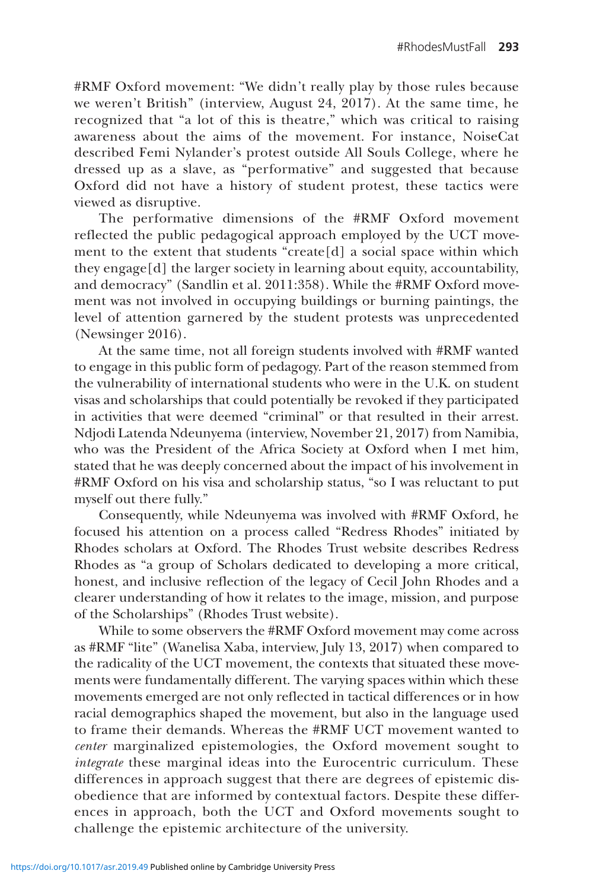#RMF Oxford movement: "We didn't really play by those rules because we weren't British" (interview, August 24, 2017). At the same time, he recognized that "a lot of this is theatre," which was critical to raising awareness about the aims of the movement. For instance, NoiseCat described Femi Nylander's protest outside All Souls College, where he dressed up as a slave, as "performative" and suggested that because Oxford did not have a history of student protest, these tactics were viewed as disruptive.

The performative dimensions of the #RMF Oxford movement reflected the public pedagogical approach employed by the UCT movement to the extent that students "create[d] a social space within which they engage[d] the larger society in learning about equity, accountability, and democracy" (Sandlin et al. 2011:358). While the #RMF Oxford movement was not involved in occupying buildings or burning paintings, the level of attention garnered by the student protests was unprecedented (Newsinger 2016).

At the same time, not all foreign students involved with #RMF wanted to engage in this public form of pedagogy. Part of the reason stemmed from the vulnerability of international students who were in the U.K. on student visas and scholarships that could potentially be revoked if they participated in activities that were deemed "criminal" or that resulted in their arrest. Ndjodi Latenda Ndeunyema (interview, November 21, 2017) from Namibia, who was the President of the Africa Society at Oxford when I met him, stated that he was deeply concerned about the impact of his involvement in #RMF Oxford on his visa and scholarship status, "so I was reluctant to put myself out there fully."

Consequently, while Ndeunyema was involved with #RMF Oxford, he focused his attention on a process called "Redress Rhodes" initiated by Rhodes scholars at Oxford. The Rhodes Trust website describes Redress Rhodes as "a group of Scholars dedicated to developing a more critical, honest, and inclusive reflection of the legacy of Cecil John Rhodes and a clearer understanding of how it relates to the image, mission, and purpose of the Scholarships" (Rhodes Trust website).

While to some observers the #RMF Oxford movement may come across as #RMF "lite" (Wanelisa Xaba, interview, July 13, 2017) when compared to the radicality of the UCT movement, the contexts that situated these movements were fundamentally different. The varying spaces within which these movements emerged are not only reflected in tactical differences or in how racial demographics shaped the movement, but also in the language used to frame their demands. Whereas the #RMF UCT movement wanted to *center* marginalized epistemologies, the Oxford movement sought to *integrate* these marginal ideas into the Eurocentric curriculum. These differences in approach suggest that there are degrees of epistemic disobedience that are informed by contextual factors. Despite these differences in approach, both the UCT and Oxford movements sought to challenge the epistemic architecture of the university.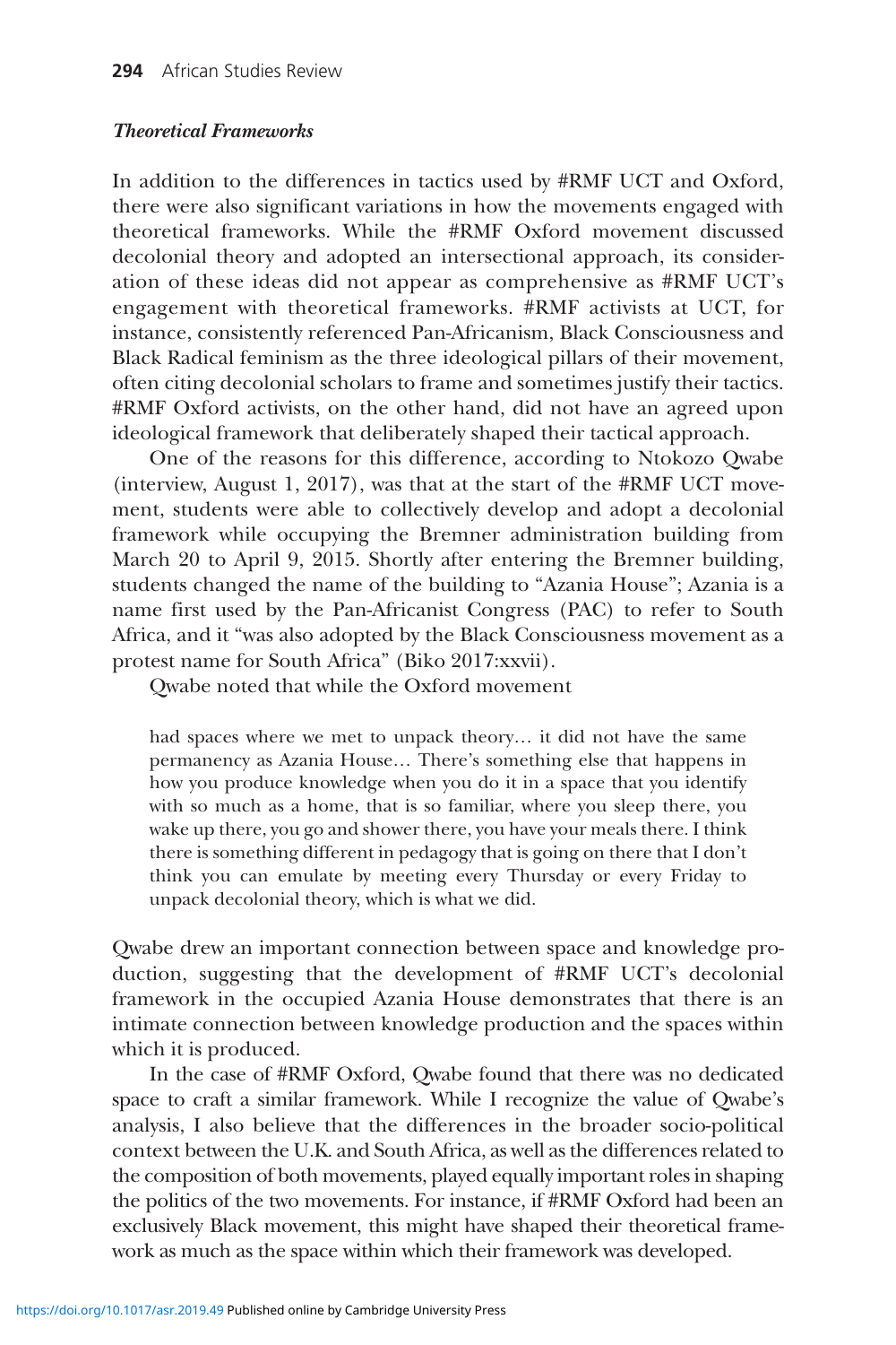### *Theoretical Frameworks*

In addition to the differences in tactics used by #RMF UCT and Oxford, there were also significant variations in how the movements engaged with theoretical frameworks. While the #RMF Oxford movement discussed decolonial theory and adopted an intersectional approach, its consideration of these ideas did not appear as comprehensive as #RMF UCT's engagement with theoretical frameworks. #RMF activists at UCT, for instance, consistently referenced Pan-Africanism, Black Consciousness and Black Radical feminism as the three ideological pillars of their movement, often citing decolonial scholars to frame and sometimes justify their tactics. #RMF Oxford activists, on the other hand, did not have an agreed upon ideological framework that deliberately shaped their tactical approach.

One of the reasons for this difference, according to Ntokozo Qwabe (interview, August 1, 2017), was that at the start of the #RMF UCT movement, students were able to collectively develop and adopt a decolonial framework while occupying the Bremner administration building from March 20 to April 9, 2015. Shortly after entering the Bremner building, students changed the name of the building to "Azania House"; Azania is a name first used by the Pan-Africanist Congress (PAC) to refer to South Africa, and it "was also adopted by the Black Consciousness movement as a protest name for South Africa" (Biko 2017:xxvii).

Qwabe noted that while the Oxford movement

> had spaces where we met to unpack theory… it did not have the same permanency as Azania House… There's something else that happens in how you produce knowledge when you do it in a space that you identify with so much as a home, that is so familiar, where you sleep there, you wake up there, you go and shower there, you have your meals there. I think there is something different in pedagogy that is going on there that I don't think you can emulate by meeting every Thursday or every Friday to unpack decolonial theory, which is what we did.

Qwabe drew an important connection between space and knowledge production, suggesting that the development of #RMF UCT's decolonial framework in the occupied Azania House demonstrates that there is an intimate connection between knowledge production and the spaces within which it is produced.

In the case of #RMF Oxford, Qwabe found that there was no dedicated space to craft a similar framework. While I recognize the value of Qwabe's analysis, I also believe that the differences in the broader socio-political context between the U.K. and South Africa, as well as the differences related to the composition of both movements, played equally important roles in shaping the politics of the two movements. For instance, if #RMF Oxford had been an exclusively Black movement, this might have shaped their theoretical framework as much as the space within which their framework was developed.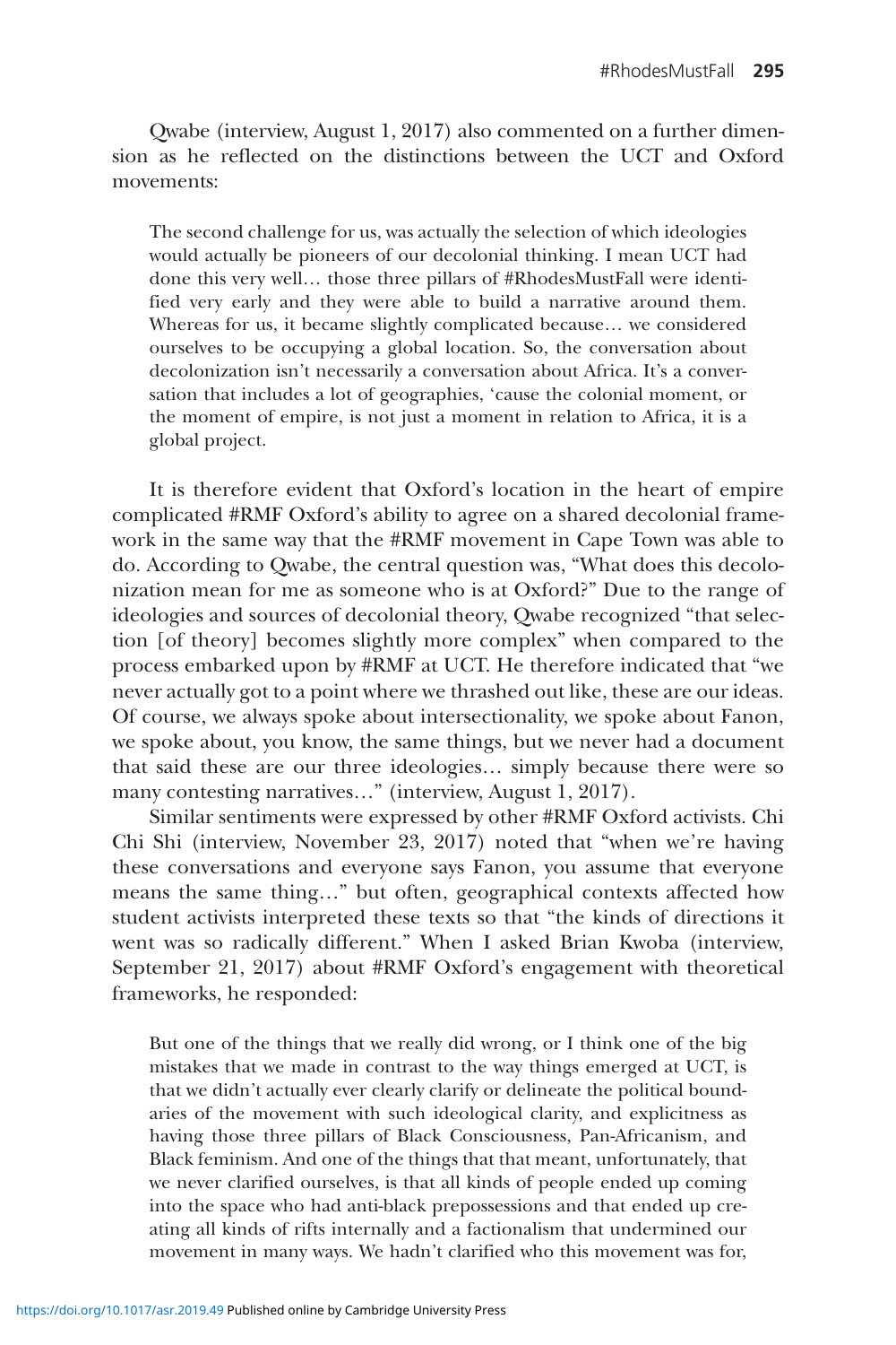Qwabe (interview, August 1, 2017) also commented on a further dimension as he reflected on the distinctions between the UCT and Oxford movements:

> The second challenge for us, was actually the selection of which ideologies would actually be pioneers of our decolonial thinking. I mean UCT had done this very well… those three pillars of #RhodesMustFall were identified very early and they were able to build a narrative around them. Whereas for us, it became slightly complicated because… we considered ourselves to be occupying a global location. So, the conversation about decolonization isn't necessarily a conversation about Africa. It's a conversation that includes a lot of geographies, 'cause the colonial moment, or the moment of empire, is not just a moment in relation to Africa, it is a global project.

It is therefore evident that Oxford's location in the heart of empire complicated #RMF Oxford's ability to agree on a shared decolonial framework in the same way that the #RMF movement in Cape Town was able to do. According to Qwabe, the central question was, "What does this decolonization mean for me as someone who is at Oxford?" Due to the range of ideologies and sources of decolonial theory, Qwabe recognized "that selection [of theory] becomes slightly more complex" when compared to the process embarked upon by #RMF at UCT. He therefore indicated that "we never actually got to a point where we thrashed out like, these are our ideas. Of course, we always spoke about intersectionality, we spoke about Fanon, we spoke about, you know, the same things, but we never had a document that said these are our three ideologies… simply because there were so many contesting narratives…" (interview, August 1, 2017).

Similar sentiments were expressed by other #RMF Oxford activists. Chi Chi Shi (interview, November 23, 2017) noted that "when we're having these conversations and everyone says Fanon, you assume that everyone means the same thing…" but often, geographical contexts affected how student activists interpreted these texts so that "the kinds of directions it went was so radically different." When I asked Brian Kwoba (interview, September 21, 2017) about #RMF Oxford's engagement with theoretical frameworks, he responded:

> But one of the things that we really did wrong, or I think one of the big mistakes that we made in contrast to the way things emerged at UCT, is that we didn't actually ever clearly clarify or delineate the political boundaries of the movement with such ideological clarity, and explicitness as having those three pillars of Black Consciousness, Pan-Africanism, and Black feminism. And one of the things that that meant, unfortunately, that we never clarified ourselves, is that all kinds of people ended up coming into the space who had anti-black prepossessions and that ended up creating all kinds of rifts internally and a factionalism that undermined our movement in many ways. We hadn't clarified who this movement was for,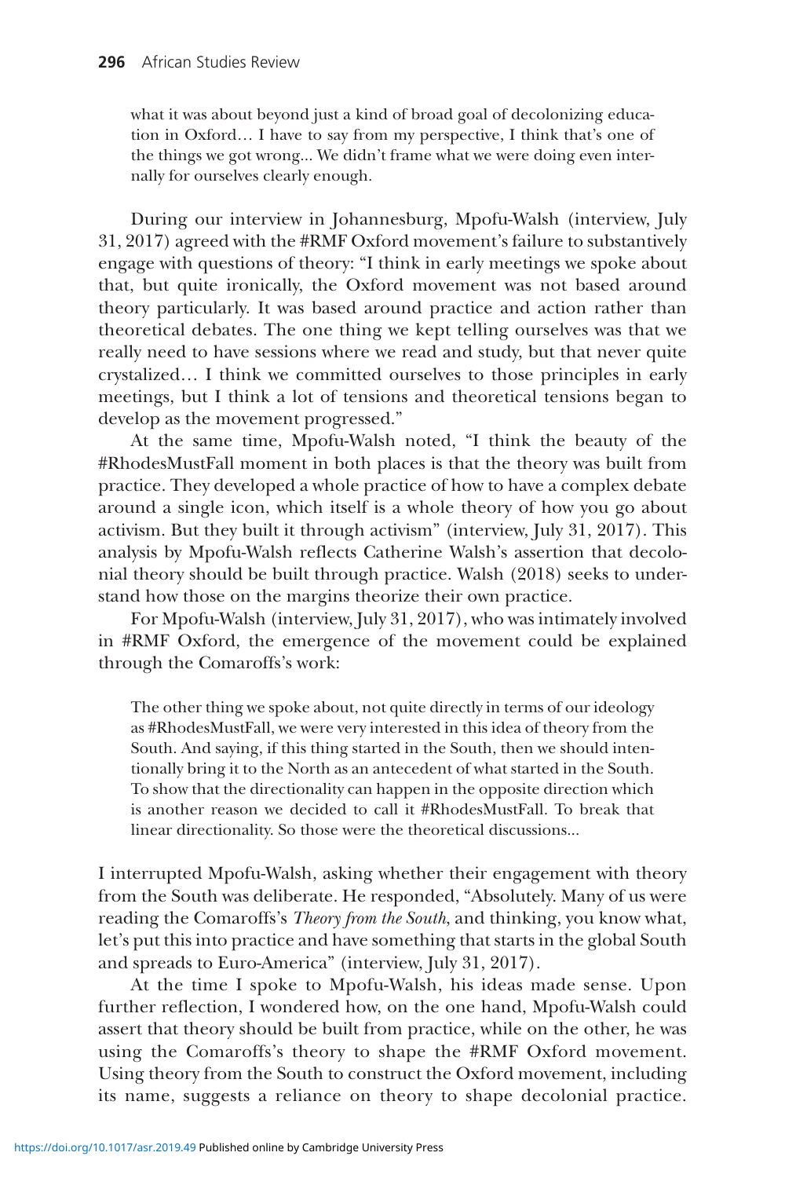> what it was about beyond just a kind of broad goal of decolonizing education in Oxford… I have to say from my perspective, I think that's one of the things we got wrong... We didn't frame what we were doing even internally for ourselves clearly enough.

During our interview in Johannesburg, Mpofu-Walsh (interview, July 31, 2017) agreed with the #RMF Oxford movement's failure to substantively engage with questions of theory: "I think in early meetings we spoke about that, but quite ironically, the Oxford movement was not based around theory particularly. It was based around practice and action rather than theoretical debates. The one thing we kept telling ourselves was that we really need to have sessions where we read and study, but that never quite crystalized… I think we committed ourselves to those principles in early meetings, but I think a lot of tensions and theoretical tensions began to develop as the movement progressed."

At the same time, Mpofu-Walsh noted, "I think the beauty of the #RhodesMustFall moment in both places is that the theory was built from practice. They developed a whole practice of how to have a complex debate around a single icon, which itself is a whole theory of how you go about activism. But they built it through activism" (interview, July 31, 2017). This analysis by Mpofu-Walsh reflects Catherine Walsh's assertion that decolonial theory should be built through practice. Walsh (2018) seeks to understand how those on the margins theorize their own practice.

For Mpofu-Walsh (interview, July 31, 2017), who was intimately involved in #RMF Oxford, the emergence of the movement could be explained through the Comaroffs's work:

> The other thing we spoke about, not quite directly in terms of our ideology as #RhodesMustFall, we were very interested in this idea of theory from the South. And saying, if this thing started in the South, then we should intentionally bring it to the North as an antecedent of what started in the South. To show that the directionality can happen in the opposite direction which is another reason we decided to call it #RhodesMustFall. To break that linear directionality. So those were the theoretical discussions...

I interrupted Mpofu-Walsh, asking whether their engagement with theory from the South was deliberate. He responded, "Absolutely. Many of us were reading the Comaroffs's *Theory from the South*, and thinking, you know what, let's put this into practice and have something that starts in the global South and spreads to Euro-America" (interview, July 31, 2017).

At the time I spoke to Mpofu-Walsh, his ideas made sense. Upon further reflection, I wondered how, on the one hand, Mpofu-Walsh could assert that theory should be built from practice, while on the other, he was using the Comaroffs's theory to shape the #RMF Oxford movement. Using theory from the South to construct the Oxford movement, including its name, suggests a reliance on theory to shape decolonial practice.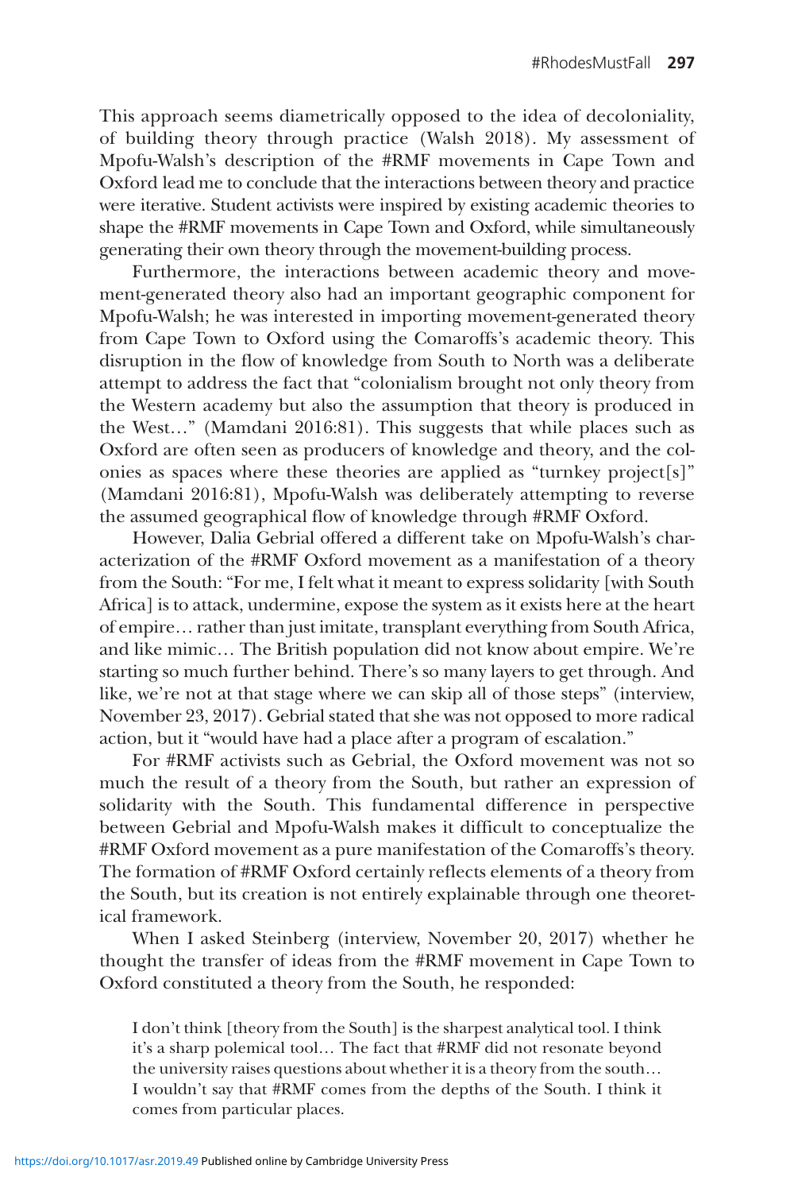This approach seems diametrically opposed to the idea of decoloniality, of building theory through practice (Walsh 2018). My assessment of Mpofu-Walsh's description of the #RMF movements in Cape Town and Oxford lead me to conclude that the interactions between theory and practice were iterative. Student activists were inspired by existing academic theories to shape the #RMF movements in Cape Town and Oxford, while simultaneously generating their own theory through the movement-building process.

Furthermore, the interactions between academic theory and movement-generated theory also had an important geographic component for Mpofu-Walsh; he was interested in importing movement-generated theory from Cape Town to Oxford using the Comaroffs's academic theory. This disruption in the flow of knowledge from South to North was a deliberate attempt to address the fact that "colonialism brought not only theory from the Western academy but also the assumption that theory is produced in the West…" (Mamdani 2016:81). This suggests that while places such as Oxford are often seen as producers of knowledge and theory, and the colonies as spaces where these theories are applied as "turnkey project[s]" (Mamdani 2016:81), Mpofu-Walsh was deliberately attempting to reverse the assumed geographical flow of knowledge through #RMF Oxford.

However, Dalia Gebrial offered a different take on Mpofu-Walsh's characterization of the #RMF Oxford movement as a manifestation of a theory from the South: "For me, I felt what it meant to express solidarity [with South Africa] is to attack, undermine, expose the system as it exists here at the heart of empire… rather than just imitate, transplant everything from South Africa, and like mimic… The British population did not know about empire. We're starting so much further behind. There's so many layers to get through. And like, we're not at that stage where we can skip all of those steps" (interview, November 23, 2017). Gebrial stated that she was not opposed to more radical action, but it "would have had a place after a program of escalation."

For #RMF activists such as Gebrial, the Oxford movement was not so much the result of a theory from the South, but rather an expression of solidarity with the South. This fundamental difference in perspective between Gebrial and Mpofu-Walsh makes it difficult to conceptualize the #RMF Oxford movement as a pure manifestation of the Comaroffs's theory. The formation of #RMF Oxford certainly reflects elements of a theory from the South, but its creation is not entirely explainable through one theoretical framework.

When I asked Steinberg (interview, November 20, 2017) whether he thought the transfer of ideas from the #RMF movement in Cape Town to Oxford constituted a theory from the South, he responded:

> I don't think [theory from the South] is the sharpest analytical tool. I think it's a sharp polemical tool… The fact that #RMF did not resonate beyond the university raises questions about whether it is a theory from the south… I wouldn't say that #RMF comes from the depths of the South. I think it comes from particular places.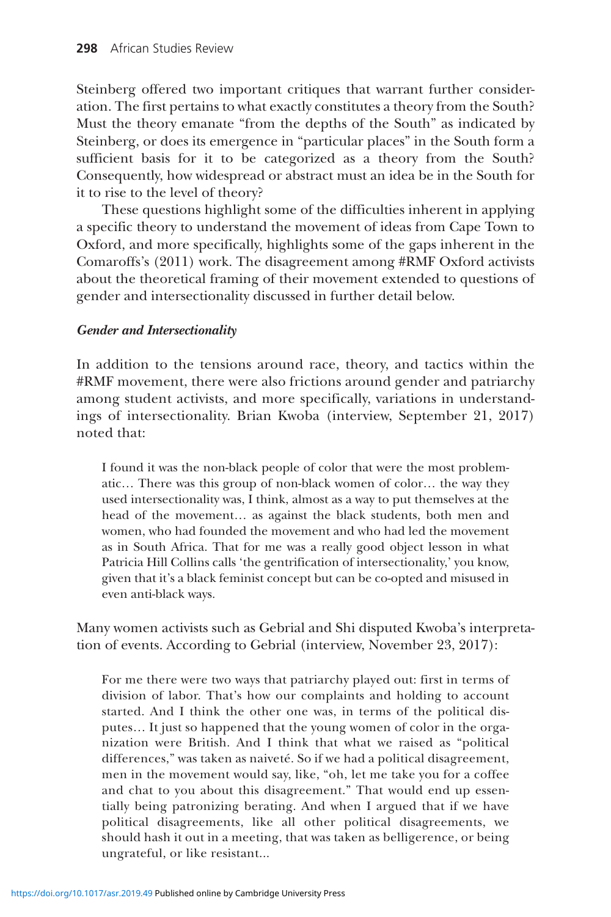Steinberg offered two important critiques that warrant further consideration. The first pertains to what exactly constitutes a theory from the South? Must the theory emanate "from the depths of the South" as indicated by Steinberg, or does its emergence in "particular places" in the South form a sufficient basis for it to be categorized as a theory from the South? Consequently, how widespread or abstract must an idea be in the South for it to rise to the level of theory?

These questions highlight some of the difficulties inherent in applying a specific theory to understand the movement of ideas from Cape Town to Oxford, and more specifically, highlights some of the gaps inherent in the Comaroffs's (2011) work. The disagreement among #RMF Oxford activists about the theoretical framing of their movement extended to questions of gender and intersectionality discussed in further detail below.

### *Gender and Intersectionality*

In addition to the tensions around race, theory, and tactics within the #RMF movement, there were also frictions around gender and patriarchy among student activists, and more specifically, variations in understandings of intersectionality. Brian Kwoba (interview, September 21, 2017) noted that:

> I found it was the non-black people of color that were the most problematic… There was this group of non-black women of color… the way they used intersectionality was, I think, almost as a way to put themselves at the head of the movement… as against the black students, both men and women, who had founded the movement and who had led the movement as in South Africa. That for me was a really good object lesson in what Patricia Hill Collins calls 'the gentrification of intersectionality,' you know, given that it's a black feminist concept but can be co-opted and misused in even anti-black ways.

Many women activists such as Gebrial and Shi disputed Kwoba's interpretation of events. According to Gebrial (interview, November 23, 2017):

> For me there were two ways that patriarchy played out: first in terms of division of labor. That's how our complaints and holding to account started. And I think the other one was, in terms of the political disputes… It just so happened that the young women of color in the organization were British. And I think that what we raised as "political differences," was taken as naiveté. So if we had a political disagreement, men in the movement would say, like, "oh, let me take you for a coffee and chat to you about this disagreement." That would end up essentially being patronizing berating. And when I argued that if we have political disagreements, like all other political disagreements, we should hash it out in a meeting, that was taken as belligerence, or being ungrateful, or like resistant...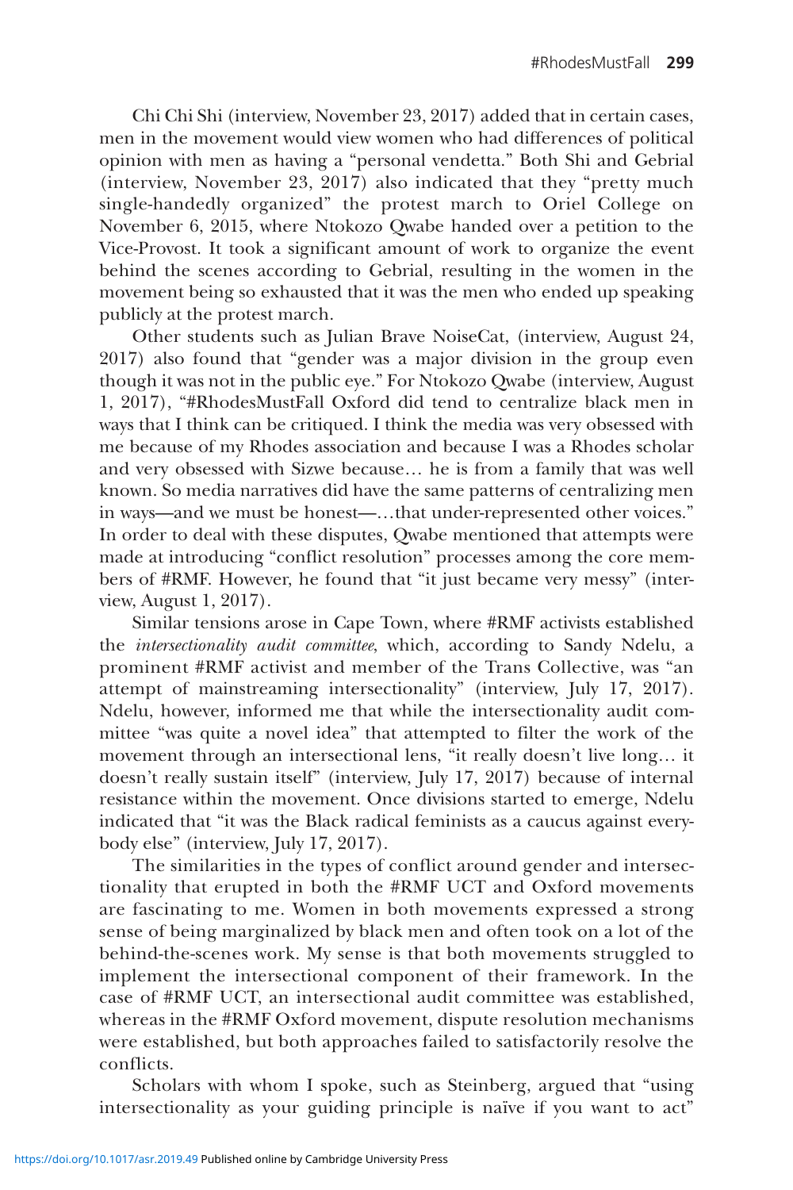Chi Chi Shi (interview, November 23, 2017) added that in certain cases, men in the movement would view women who had differences of political opinion with men as having a "personal vendetta." Both Shi and Gebrial (interview, November 23, 2017) also indicated that they "pretty much single-handedly organized" the protest march to Oriel College on November 6, 2015, where Ntokozo Qwabe handed over a petition to the Vice-Provost. It took a significant amount of work to organize the event behind the scenes according to Gebrial, resulting in the women in the movement being so exhausted that it was the men who ended up speaking publicly at the protest march.

Other students such as Julian Brave NoiseCat, (interview, August 24, 2017) also found that "gender was a major division in the group even though it was not in the public eye." For Ntokozo Qwabe (interview, August 1, 2017), "#RhodesMustFall Oxford did tend to centralize black men in ways that I think can be critiqued. I think the media was very obsessed with me because of my Rhodes association and because I was a Rhodes scholar and very obsessed with Sizwe because… he is from a family that was well known. So media narratives did have the same patterns of centralizing men in ways—and we must be honest—…that under-represented other voices." In order to deal with these disputes, Qwabe mentioned that attempts were made at introducing "conflict resolution" processes among the core members of #RMF. However, he found that "it just became very messy" (interview, August 1, 2017).

Similar tensions arose in Cape Town, where #RMF activists established the *intersectionality audit committee*, which, according to Sandy Ndelu, a prominent #RMF activist and member of the Trans Collective, was "an attempt of mainstreaming intersectionality" (interview, July 17, 2017). Ndelu, however, informed me that while the intersectionality audit committee "was quite a novel idea" that attempted to filter the work of the movement through an intersectional lens, "it really doesn't live long… it doesn't really sustain itself" (interview, July 17, 2017) because of internal resistance within the movement. Once divisions started to emerge, Ndelu indicated that "it was the Black radical feminists as a caucus against everybody else" (interview, July 17, 2017).

The similarities in the types of conflict around gender and intersectionality that erupted in both the #RMF UCT and Oxford movements are fascinating to me. Women in both movements expressed a strong sense of being marginalized by black men and often took on a lot of the behind-the-scenes work. My sense is that both movements struggled to implement the intersectional component of their framework. In the case of #RMF UCT, an intersectional audit committee was established, whereas in the #RMF Oxford movement, dispute resolution mechanisms were established, but both approaches failed to satisfactorily resolve the conflicts.

Scholars with whom I spoke, such as Steinberg, argued that "using intersectionality as your guiding principle is naïve if you want to act"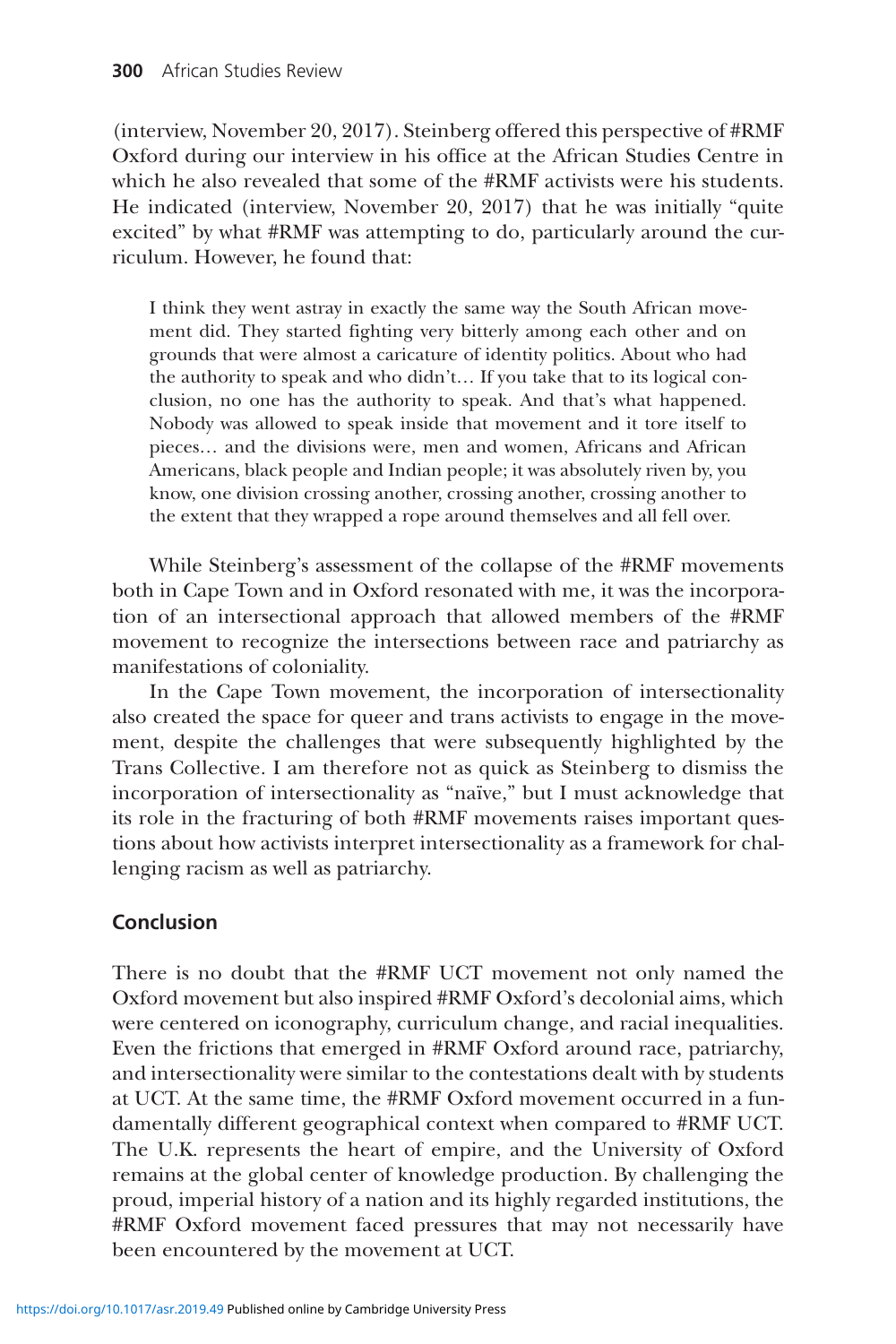(interview, November 20, 2017). Steinberg offered this perspective of #RMF Oxford during our interview in his office at the African Studies Centre in which he also revealed that some of the #RMF activists were his students. He indicated (interview, November 20, 2017) that he was initially "quite excited" by what #RMF was attempting to do, particularly around the curriculum. However, he found that:

> I think they went astray in exactly the same way the South African movement did. They started fighting very bitterly among each other and on grounds that were almost a caricature of identity politics. About who had the authority to speak and who didn't… If you take that to its logical conclusion, no one has the authority to speak. And that's what happened. Nobody was allowed to speak inside that movement and it tore itself to pieces… and the divisions were, men and women, Africans and African Americans, black people and Indian people; it was absolutely riven by, you know, one division crossing another, crossing another, crossing another to the extent that they wrapped a rope around themselves and all fell over.

While Steinberg's assessment of the collapse of the #RMF movements both in Cape Town and in Oxford resonated with me, it was the incorporation of an intersectional approach that allowed members of the #RMF movement to recognize the intersections between race and patriarchy as manifestations of coloniality.

In the Cape Town movement, the incorporation of intersectionality also created the space for queer and trans activists to engage in the movement, despite the challenges that were subsequently highlighted by the Trans Collective. I am therefore not as quick as Steinberg to dismiss the incorporation of intersectionality as "naïve," but I must acknowledge that its role in the fracturing of both #RMF movements raises important questions about how activists interpret intersectionality as a framework for challenging racism as well as patriarchy.

## Conclusion

There is no doubt that the #RMF UCT movement not only named the Oxford movement but also inspired #RMF Oxford's decolonial aims, which were centered on iconography, curriculum change, and racial inequalities. Even the frictions that emerged in #RMF Oxford around race, patriarchy, and intersectionality were similar to the contestations dealt with by students at UCT. At the same time, the #RMF Oxford movement occurred in a fundamentally different geographical context when compared to #RMF UCT. The U.K. represents the heart of empire, and the University of Oxford remains at the global center of knowledge production. By challenging the proud, imperial history of a nation and its highly regarded institutions, the #RMF Oxford movement faced pressures that may not necessarily have been encountered by the movement at UCT.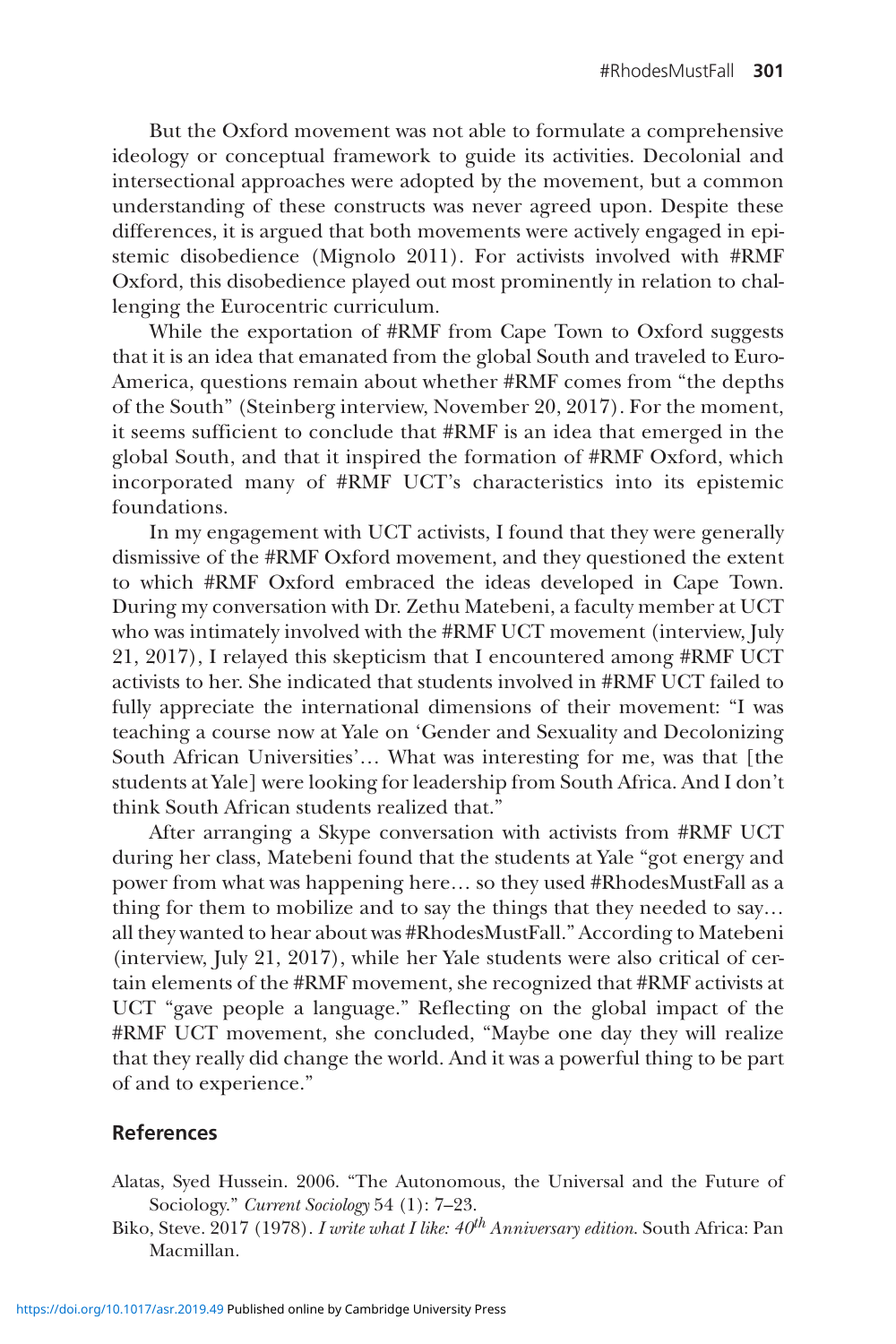But the Oxford movement was not able to formulate a comprehensive ideology or conceptual framework to guide its activities. Decolonial and intersectional approaches were adopted by the movement, but a common understanding of these constructs was never agreed upon. Despite these differences, it is argued that both movements were actively engaged in epistemic disobedience (Mignolo 2011). For activists involved with #RMF Oxford, this disobedience played out most prominently in relation to challenging the Eurocentric curriculum.

While the exportation of #RMF from Cape Town to Oxford suggests that it is an idea that emanated from the global South and traveled to Euro-America, questions remain about whether #RMF comes from "the depths of the South" (Steinberg interview, November 20, 2017). For the moment, it seems sufficient to conclude that #RMF is an idea that emerged in the global South, and that it inspired the formation of #RMF Oxford, which incorporated many of #RMF UCT's characteristics into its epistemic foundations.

In my engagement with UCT activists, I found that they were generally dismissive of the #RMF Oxford movement, and they questioned the extent to which #RMF Oxford embraced the ideas developed in Cape Town. During my conversation with Dr. Zethu Matebeni, a faculty member at UCT who was intimately involved with the #RMF UCT movement (interview, July 21, 2017), I relayed this skepticism that I encountered among #RMF UCT activists to her. She indicated that students involved in #RMF UCT failed to fully appreciate the international dimensions of their movement: "I was teaching a course now at Yale on 'Gender and Sexuality and Decolonizing South African Universities'… What was interesting for me, was that [the students at Yale] were looking for leadership from South Africa. And I don't think South African students realized that."

After arranging a Skype conversation with activists from #RMF UCT during her class, Matebeni found that the students at Yale "got energy and power from what was happening here… so they used #RhodesMustFall as a thing for them to mobilize and to say the things that they needed to say… all they wanted to hear about was #RhodesMustFall." According to Matebeni (interview, July 21, 2017), while her Yale students were also critical of certain elements of the #RMF movement, she recognized that #RMF activists at UCT "gave people a language." Reflecting on the global impact of the #RMF UCT movement, she concluded, "Maybe one day they will realize that they really did change the world. And it was a powerful thing to be part of and to experience."

## References

Alatas, Syed Hussein. 2006. "The Autonomous, the Universal and the Future of Sociology." *Current Sociology* 54 (1): 7–23.

Biko, Steve. 2017 (1978). *I write what I like: 40th Anniversary edition.* South Africa: Pan Macmillan.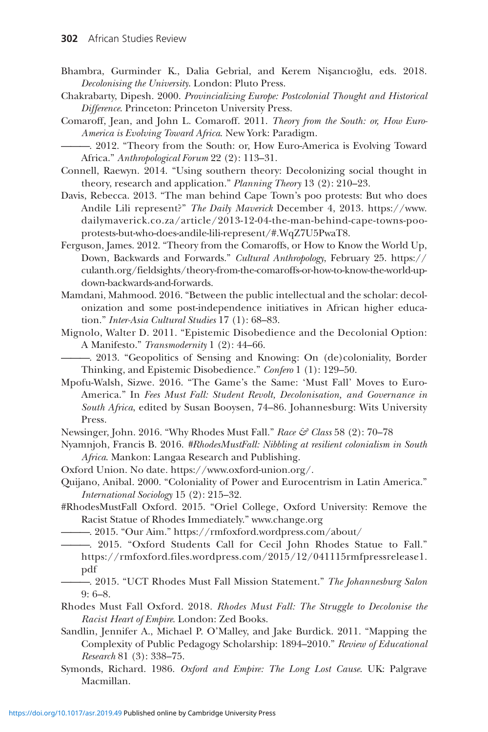Bhambra, Gurminder K., Dalia Gebrial, and Kerem Nişancıoğlu, eds. 2018. *Decolonising the University*. London: Pluto Press.

Chakrabarty, Dipesh. 2000. *Provincializing Europe: Postcolonial Thought and Historical Difference*. Princeton: Princeton University Press.

Comaroff, Jean, and John L. Comaroff. 2011. *Theory from the South: or, How Euro-America is Evolving Toward Africa*. New York: Paradigm.

———. 2012. "Theory from the South: or, How Euro-America is Evolving Toward Africa." *Anthropological Forum* 22 (2): 113–31.

Connell, Raewyn. 2014. "Using southern theory: Decolonizing social thought in theory, research and application." *Planning Theory* 13 (2): 210–23.

Davis, Rebecca. 2013. "The man behind Cape Town's poo protests: But who does Andile Lili represent?" *The Daily Maverick* December 4, 2013. https://www.dailymaverick.co.za/article/2013-12-04-the-man-behind-cape-towns-poo-protests-but-who-does-andile-lili-represent/#.WqZ7U5PwaT8.

Ferguson, James. 2012. "Theory from the Comaroffs, or How to Know the World Up, Down, Backwards and Forwards." *Cultural Anthropology*, February 25. https://culanth.org/fieldsights/theory-from-the-comaroffs-or-how-to-know-the-world-up-down-backwards-and-forwards.

Mamdani, Mahmood. 2016. "Between the public intellectual and the scholar: decolonization and some post-independence initiatives in African higher education." *Inter-Asia Cultural Studies* 17 (1): 68–83.

Mignolo, Walter D. 2011. "Epistemic Disobedience and the Decolonial Option: A Manifesto." *Transmodernity* 1 (2): 44–66.

———. 2013. "Geopolitics of Sensing and Knowing: On (de)coloniality, Border Thinking, and Epistemic Disobedience." *Confero* 1 (1): 129–50.

Mpofu-Walsh, Sizwe. 2016. "The Game's the Same: 'Must Fall' Moves to Euro-America." In *Fees Must Fall: Student Revolt, Decolonisation, and Governance in South Africa*, edited by Susan Booysen, 74–86. Johannesburg: Wits University Press.

Newsinger, John. 2016. "Why Rhodes Must Fall." *Race & Class* 58 (2): 70–78

Nyamnjoh, Francis B. 2016. *#RhodesMustFall: Nibbling at resilient colonialism in South Africa*. Mankon: Langaa Research and Publishing.

Oxford Union. No date. https://www.oxford-union.org/.

Quijano, Anibal. 2000. "Coloniality of Power and Eurocentrism in Latin America." *International Sociology* 15 (2): 215–32.

#RhodesMustFall Oxford. 2015. "Oriel College, Oxford University: Remove the Racist Statue of Rhodes Immediately." www.change.org

———. 2015. "Our Aim." https://rmfoxford.wordpress.com/about/

———. 2015. "Oxford Students Call for Cecil John Rhodes Statue to Fall." https://rmfoxford.files.wordpress.com/2015/12/041115rmfpressrelease1.pdf

———. 2015. "UCT Rhodes Must Fall Mission Statement." *The Johannesburg Salon* 9: 6–8.

Rhodes Must Fall Oxford. 2018. *Rhodes Must Fall: The Struggle to Decolonise the Racist Heart of Empire*. London: Zed Books.

Sandlin, Jennifer A., Michael P. O'Malley, and Jake Burdick. 2011. "Mapping the Complexity of Public Pedagogy Scholarship: 1894–2010." *Review of Educational Research* 81 (3): 338–75.

Symonds, Richard. 1986. *Oxford and Empire: The Long Lost Cause*. UK: Palgrave Macmillan.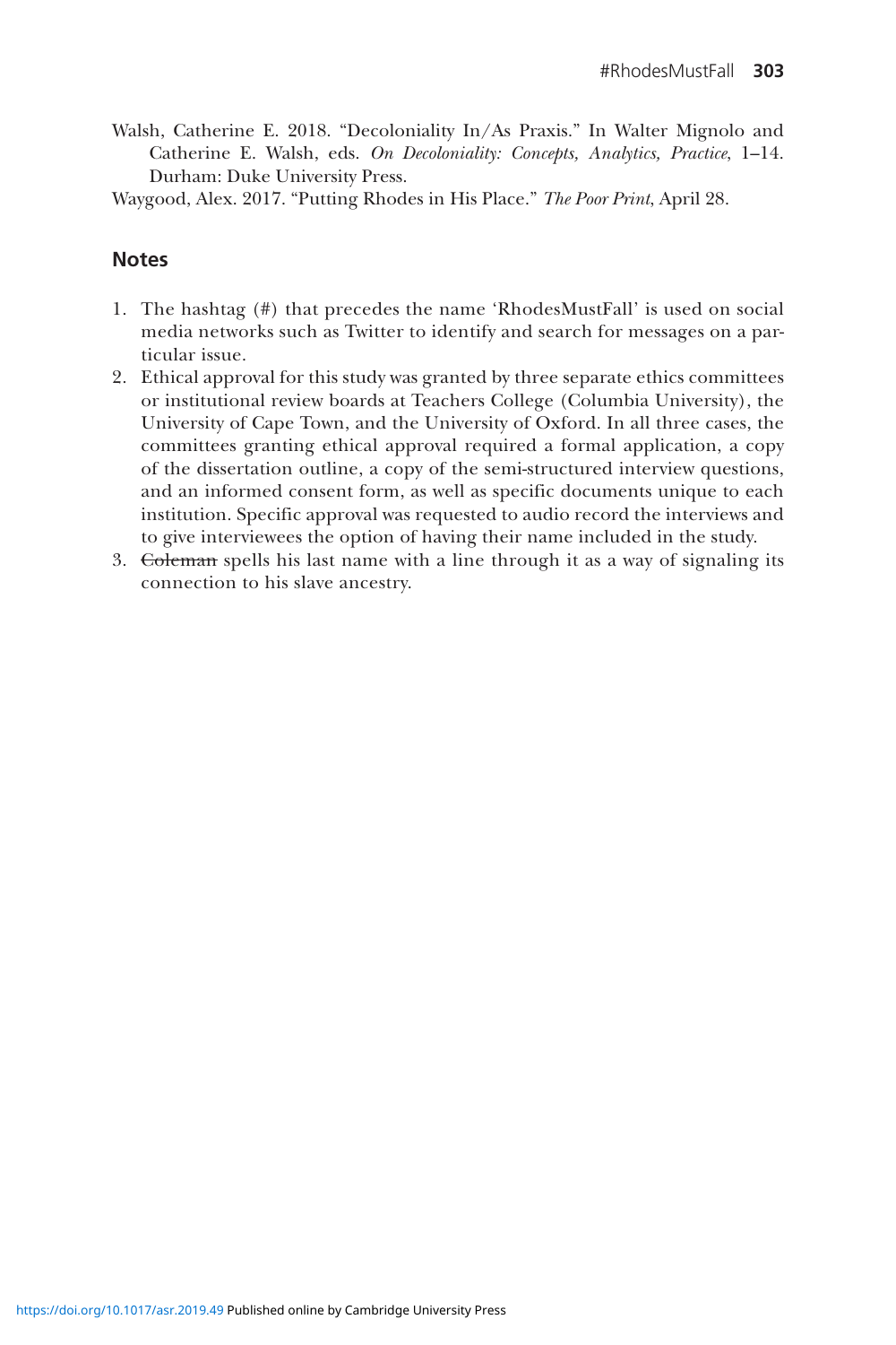Walsh, Catherine E. 2018. "Decoloniality In/As Praxis." In Walter Mignolo and Catherine E. Walsh, eds. *On Decoloniality: Concepts, Analytics, Practice*, 1–14. Durham: Duke University Press.

Waygood, Alex. 2017. "Putting Rhodes in His Place." *The Poor Print*, April 28.

## Notes

1. The hashtag (#) that precedes the name 'RhodesMustFall' is used on social media networks such as Twitter to identify and search for messages on a particular issue.
2. Ethical approval for this study was granted by three separate ethics committees or institutional review boards at Teachers College (Columbia University), the University of Cape Town, and the University of Oxford. In all three cases, the committees granting ethical approval required a formal application, a copy of the dissertation outline, a copy of the semi-structured interview questions, and an informed consent form, as well as specific documents unique to each institution. Specific approval was requested to audio record the interviews and to give interviewees the option of having their name included in the study.
3. ~~Coleman~~ spells his last name with a line through it as a way of signaling its connection to his slave ancestry.

https://doi.org/10.1017/asr.2019.49 Published online by Cambridge University Press